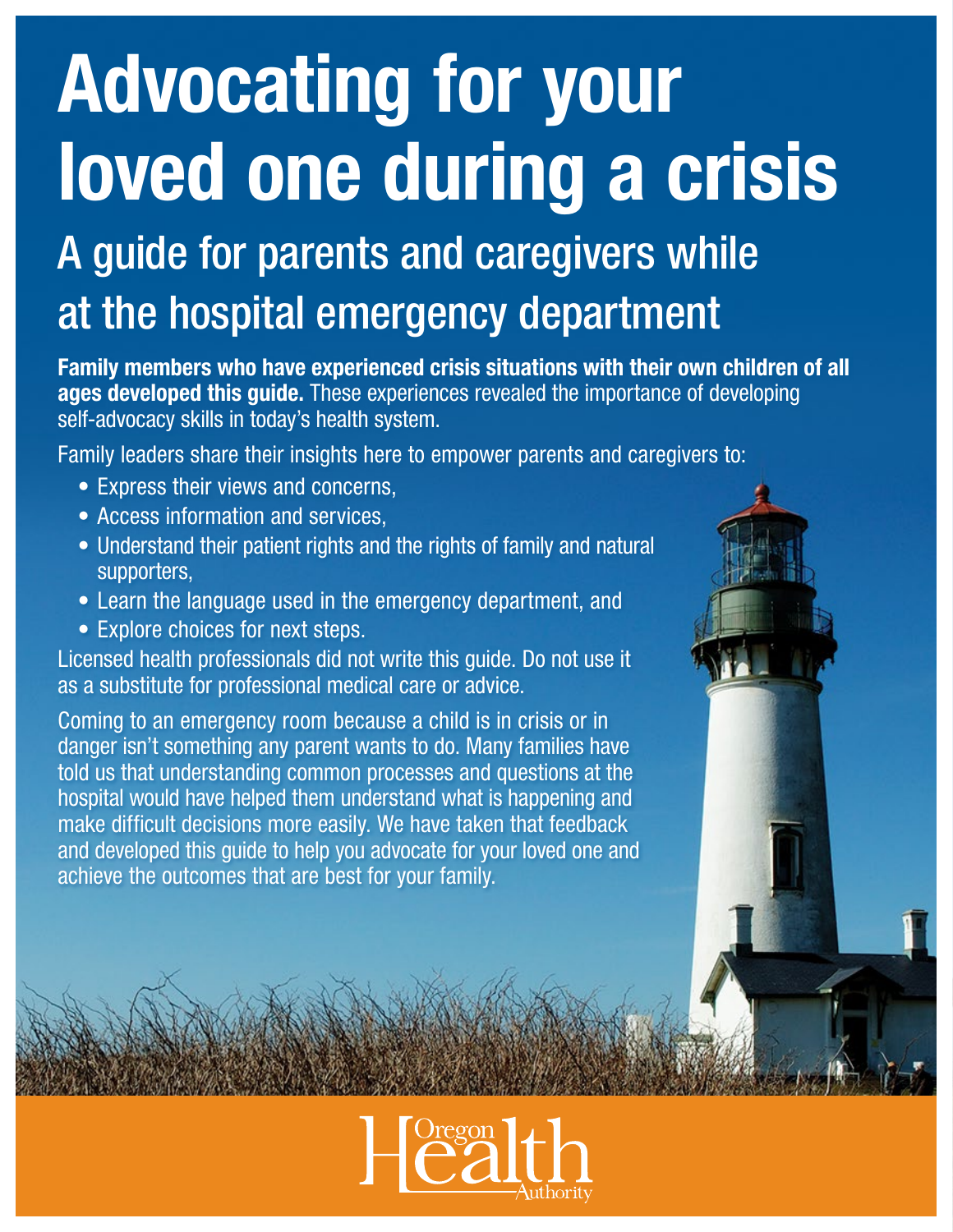# Advocating for your loved one during a crisis

## A guide for parents and caregivers while at the hospital emergency department

**Family members who have experienced crisis situations with their own children of all ages developed this guide.** These experiences revealed the importance of developing self-advocacy skills in today's health system.

Family leaders share their insights here to empower parents and caregivers to:

- Express their views and concerns,
- Access information and services,
- Understand their patient rights and the rights of family and natural supporters,
- Learn the language used in the emergency department, and
- Explore choices for next steps.

Licensed health professionals did not write this guide. Do not use it as a substitute for professional medical care or advice.

Coming to an emergency room because a child is in crisis or in danger isn't something any parent wants to do. Many families have told us that understanding common processes and questions at the hospital would have helped them understand what is happening and make difficult decisions more easily. We have taken that feedback and developed this guide to help you advocate for your loved one and achieve the outcomes that are best for your family.

Oregon Health Authority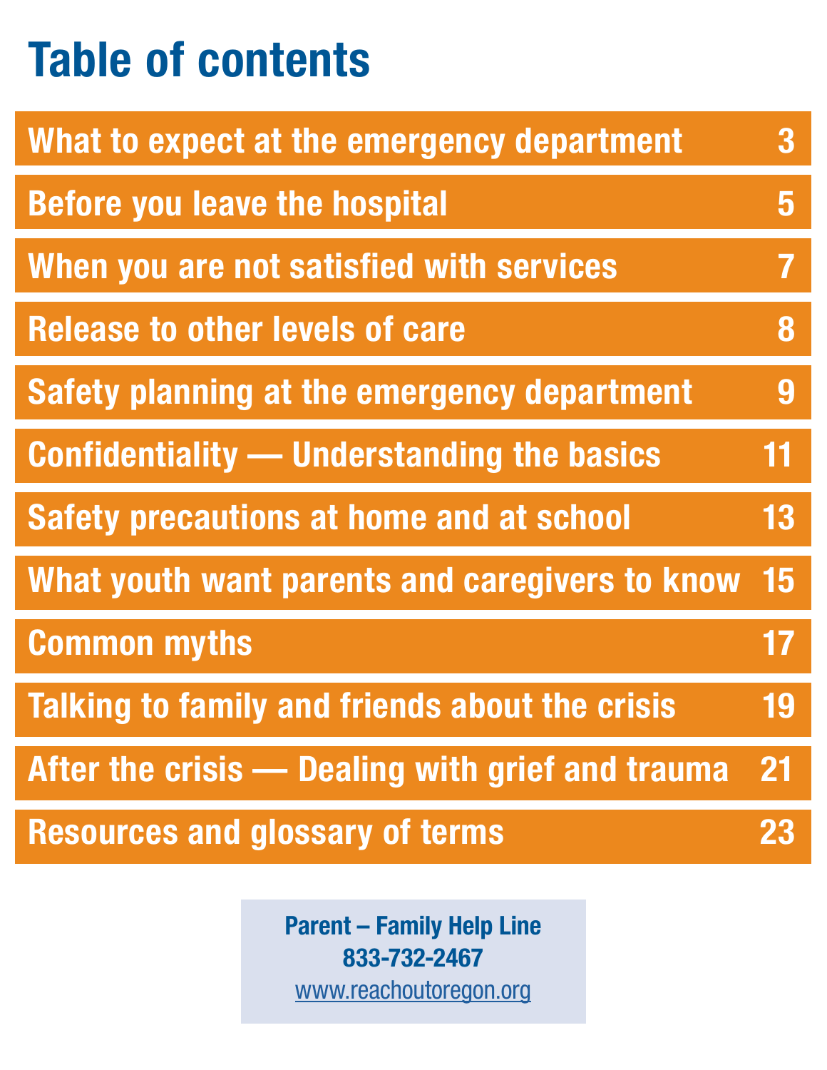# Table of contents

| | |
|---|---|
| What to expect at the emergency department | 3 |
| Before you leave the hospital | 5 |
| When you are not satisfied with services | 7 |
| Release to other levels of care | 8 |
| Safety planning at the emergency department | 9 |
| Confidentiality — Understanding the basics | 11 |
| Safety precautions at home and at school | 13 |
| What youth want parents and caregivers to know | 15 |
| Common myths | 17 |
| Talking to family and friends about the crisis | 19 |
| After the crisis — Dealing with grief and trauma | 21 |
| Resources and glossary of terms | 23 |

**Parent – Family Help Line**
**833-732-2467**
www.reachoutoregon.org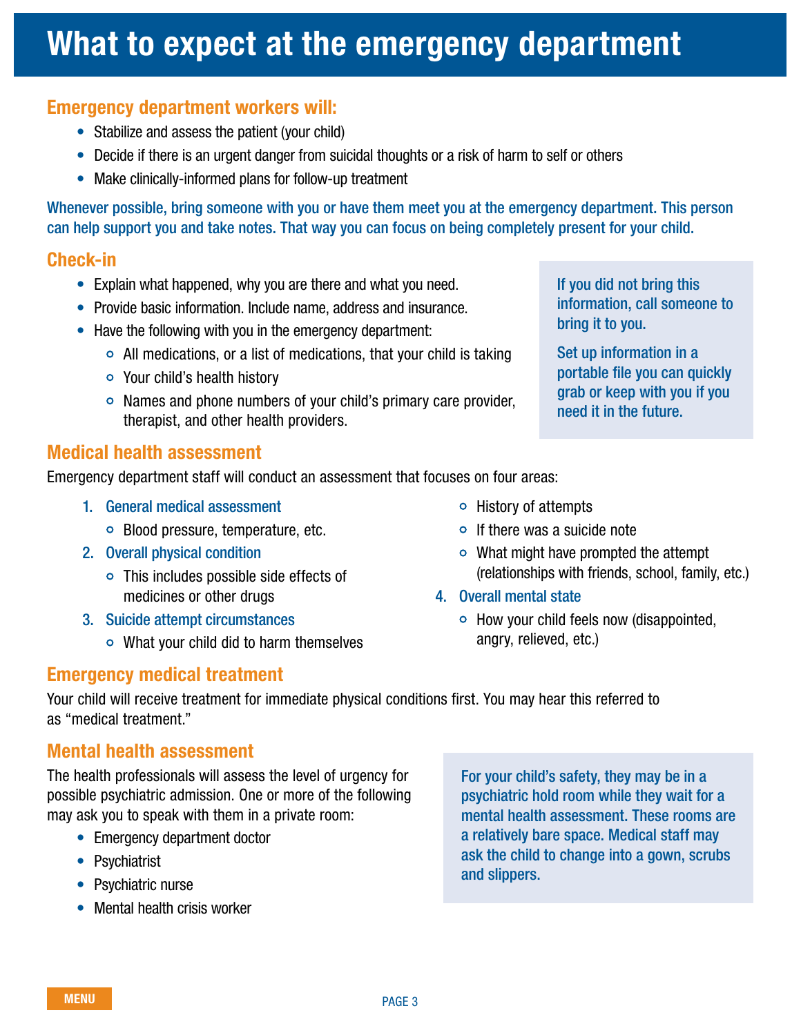# What to expect at the emergency department

## Emergency department workers will:

- Stabilize and assess the patient (your child)
- Decide if there is an urgent danger from suicidal thoughts or a risk of harm to self or others
- Make clinically-informed plans for follow-up treatment

Whenever possible, bring someone with you or have them meet you at the emergency department. This person can help support you and take notes. That way you can focus on being completely present for your child.

## Check-in

- Explain what happened, why you are there and what you need.
- Provide basic information. Include name, address and insurance.
- Have the following with you in the emergency department:
  - All medications, or a list of medications, that your child is taking
  - Your child's health history
  - Names and phone numbers of your child's primary care provider, therapist, and other health providers.

If you did not bring this information, call someone to bring it to you.

Set up information in a portable file you can quickly grab or keep with you if you need it in the future.

## Medical health assessment

Emergency department staff will conduct an assessment that focuses on four areas:

1. General medical assessment
   - Blood pressure, temperature, etc.
2. Overall physical condition
   - This includes possible side effects of medicines or other drugs
3. Suicide attempt circumstances
   - What your child did to harm themselves
   - History of attempts
   - If there was a suicide note
   - What might have prompted the attempt (relationships with friends, school, family, etc.)
4. Overall mental state
   - How your child feels now (disappointed, angry, relieved, etc.)

## Emergency medical treatment

Your child will receive treatment for immediate physical conditions first. You may hear this referred to as "medical treatment."

## Mental health assessment

The health professionals will assess the level of urgency for possible psychiatric admission. One or more of the following may ask you to speak with them in a private room:

- Emergency department doctor
- Psychiatrist
- Psychiatric nurse
- Mental health crisis worker

For your child's safety, they may be in a psychiatric hold room while they wait for a mental health assessment. These rooms are a relatively bare space. Medical staff may ask the child to change into a gown, scrubs and slippers.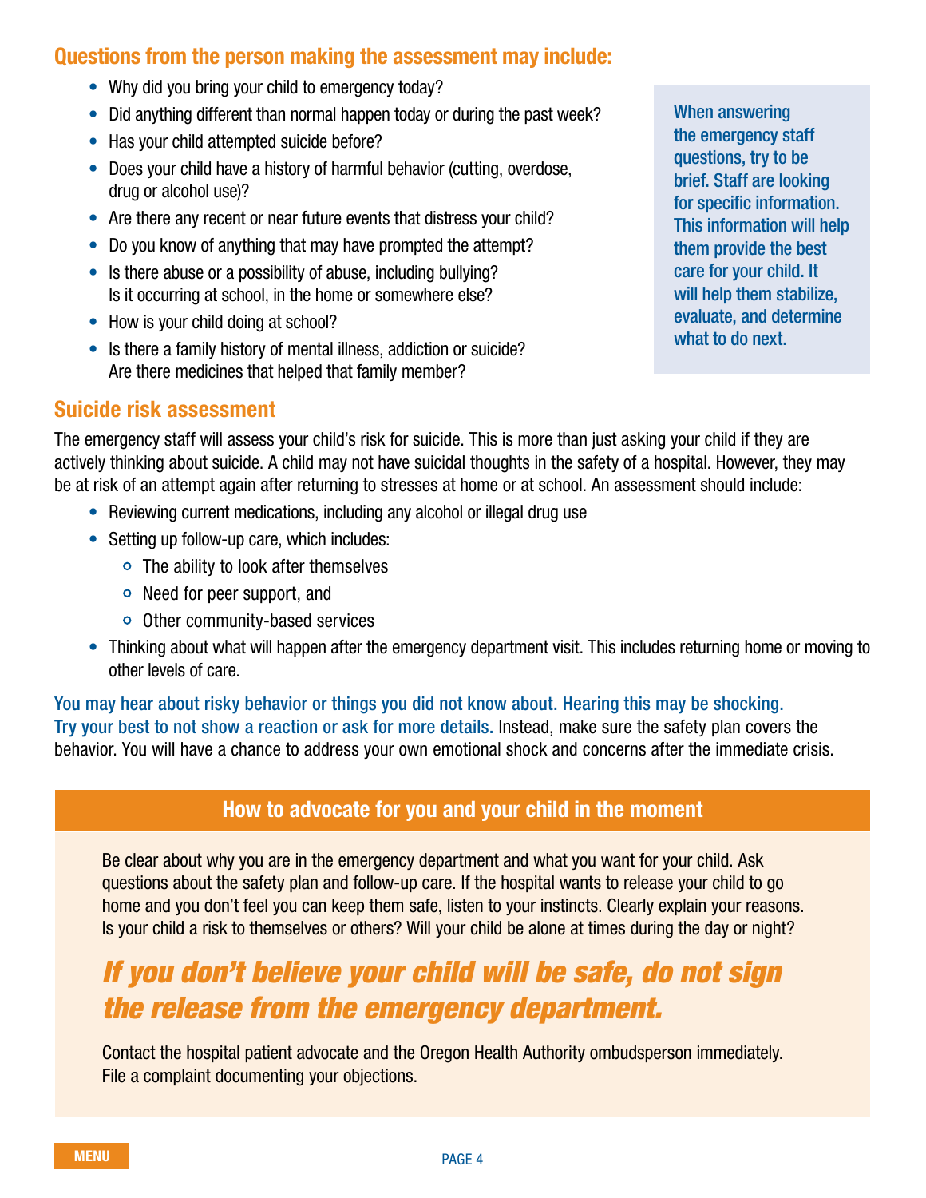## Questions from the person making the assessment may include:

- Why did you bring your child to emergency today?
- Did anything different than normal happen today or during the past week?
- Has your child attempted suicide before?
- Does your child have a history of harmful behavior (cutting, overdose, drug or alcohol use)?
- Are there any recent or near future events that distress your child?
- Do you know of anything that may have prompted the attempt?
- Is there abuse or a possibility of abuse, including bullying? Is it occurring at school, in the home or somewhere else?
- How is your child doing at school?
- Is there a family history of mental illness, addiction or suicide? Are there medicines that helped that family member?

When answering the emergency staff questions, try to be brief. Staff are looking for specific information. This information will help them provide the best care for your child. It will help them stabilize, evaluate, and determine what to do next.

## Suicide risk assessment

The emergency staff will assess your child's risk for suicide. This is more than just asking your child if they are actively thinking about suicide. A child may not have suicidal thoughts in the safety of a hospital. However, they may be at risk of an attempt again after returning to stresses at home or at school. An assessment should include:

- Reviewing current medications, including any alcohol or illegal drug use
- Setting up follow-up care, which includes:
  - The ability to look after themselves
  - Need for peer support, and
  - Other community-based services
- Thinking about what will happen after the emergency department visit. This includes returning home or moving to other levels of care.

You may hear about risky behavior or things you did not know about. Hearing this may be shocking. Try your best to not show a reaction or ask for more details. Instead, make sure the safety plan covers the behavior. You will have a chance to address your own emotional shock and concerns after the immediate crisis.

### How to advocate for you and your child in the moment

Be clear about why you are in the emergency department and what you want for your child. Ask questions about the safety plan and follow-up care. If the hospital wants to release your child to go home and you don't feel you can keep them safe, listen to your instincts. Clearly explain your reasons. Is your child a risk to themselves or others? Will your child be alone at times during the day or night?

***If you don't believe your child will be safe, do not sign the release from the emergency department.***

Contact the hospital patient advocate and the Oregon Health Authority ombudsperson immediately. File a complaint documenting your objections.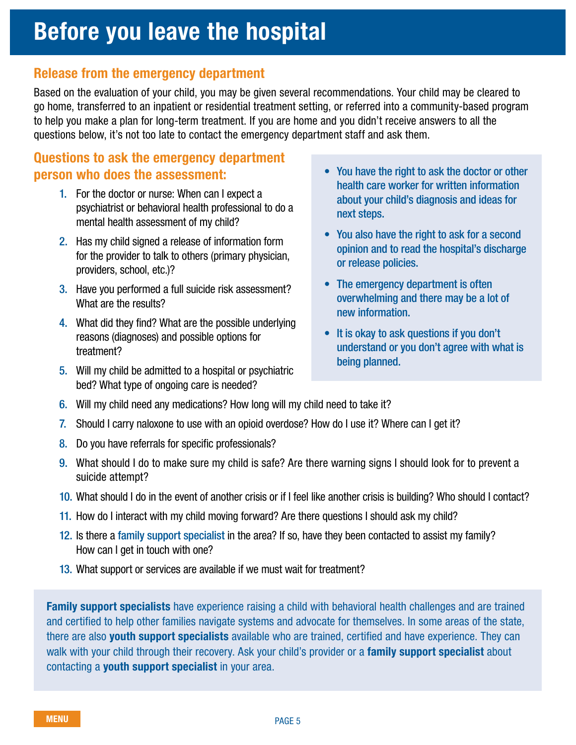# Before you leave the hospital

## Release from the emergency department

Based on the evaluation of your child, you may be given several recommendations. Your child may be cleared to go home, transferred to an inpatient or residential treatment setting, or referred into a community-based program to help you make a plan for long-term treatment. If you are home and you didn't receive answers to all the questions below, it's not too late to contact the emergency department staff and ask them.

## Questions to ask the emergency department person who does the assessment:

1. For the doctor or nurse: When can I expect a psychiatrist or behavioral health professional to do a mental health assessment of my child?
2. Has my child signed a release of information form for the provider to talk to others (primary physician, providers, school, etc.)?
3. Have you performed a full suicide risk assessment? What are the results?
4. What did they find? What are the possible underlying reasons (diagnoses) and possible options for treatment?
5. Will my child be admitted to a hospital or psychiatric bed? What type of ongoing care is needed?
6. Will my child need any medications? How long will my child need to take it?
7. Should I carry naloxone to use with an opioid overdose? How do I use it? Where can I get it?
8. Do you have referrals for specific professionals?
9. What should I do to make sure my child is safe? Are there warning signs I should look for to prevent a suicide attempt?
10. What should I do in the event of another crisis or if I feel like another crisis is building? Who should I contact?
11. How do I interact with my child moving forward? Are there questions I should ask my child?
12. Is there a family support specialist in the area? If so, have they been contacted to assist my family? How can I get in touch with one?
13. What support or services are available if we must wait for treatment?

- You have the right to ask the doctor or other health care worker for written information about your child's diagnosis and ideas for next steps.
- You also have the right to ask for a second opinion and to read the hospital's discharge or release policies.
- The emergency department is often overwhelming and there may be a lot of new information.
- It is okay to ask questions if you don't understand or you don't agree with what is being planned.

**Family support specialists** have experience raising a child with behavioral health challenges and are trained and certified to help other families navigate systems and advocate for themselves. In some areas of the state, there are also **youth support specialists** available who are trained, certified and have experience. They can walk with your child through their recovery. Ask your child's provider or a **family support specialist** about contacting a **youth support specialist** in your area.

MENU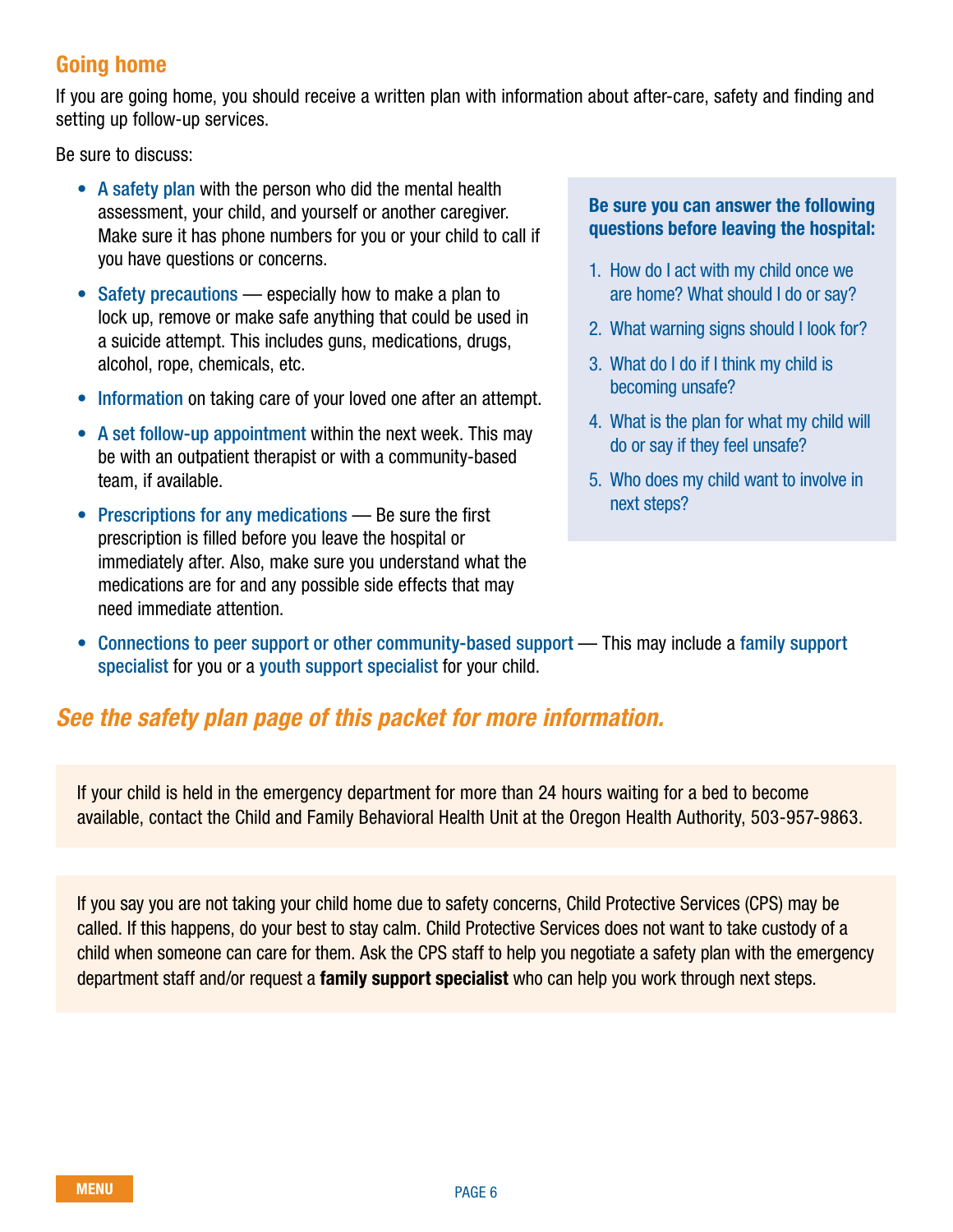## Going home

If you are going home, you should receive a written plan with information about after-care, safety and finding and setting up follow-up services.

Be sure to discuss:

- A safety plan with the person who did the mental health assessment, your child, and yourself or another caregiver. Make sure it has phone numbers for you or your child to call if you have questions or concerns.
- Safety precautions — especially how to make a plan to lock up, remove or make safe anything that could be used in a suicide attempt. This includes guns, medications, drugs, alcohol, rope, chemicals, etc.
- Information on taking care of your loved one after an attempt.
- A set follow-up appointment within the next week. This may be with an outpatient therapist or with a community-based team, if available.
- Prescriptions for any medications — Be sure the first prescription is filled before you leave the hospital or immediately after. Also, make sure you understand what the medications are for and any possible side effects that may need immediate attention.
- Connections to peer support or other community-based support — This may include a family support specialist for you or a youth support specialist for your child.

**Be sure you can answer the following questions before leaving the hospital:**

1. How do I act with my child once we are home? What should I do or say?
2. What warning signs should I look for?
3. What do I do if I think my child is becoming unsafe?
4. What is the plan for what my child will do or say if they feel unsafe?
5. Who does my child want to involve in next steps?

***See the safety plan page of this packet for more information.***

If your child is held in the emergency department for more than 24 hours waiting for a bed to become available, contact the Child and Family Behavioral Health Unit at the Oregon Health Authority, 503-957-9863.

If you say you are not taking your child home due to safety concerns, Child Protective Services (CPS) may be called. If this happens, do your best to stay calm. Child Protective Services does not want to take custody of a child when someone can care for them. Ask the CPS staff to help you negotiate a safety plan with the emergency department staff and/or request a **family support specialist** who can help you work through next steps.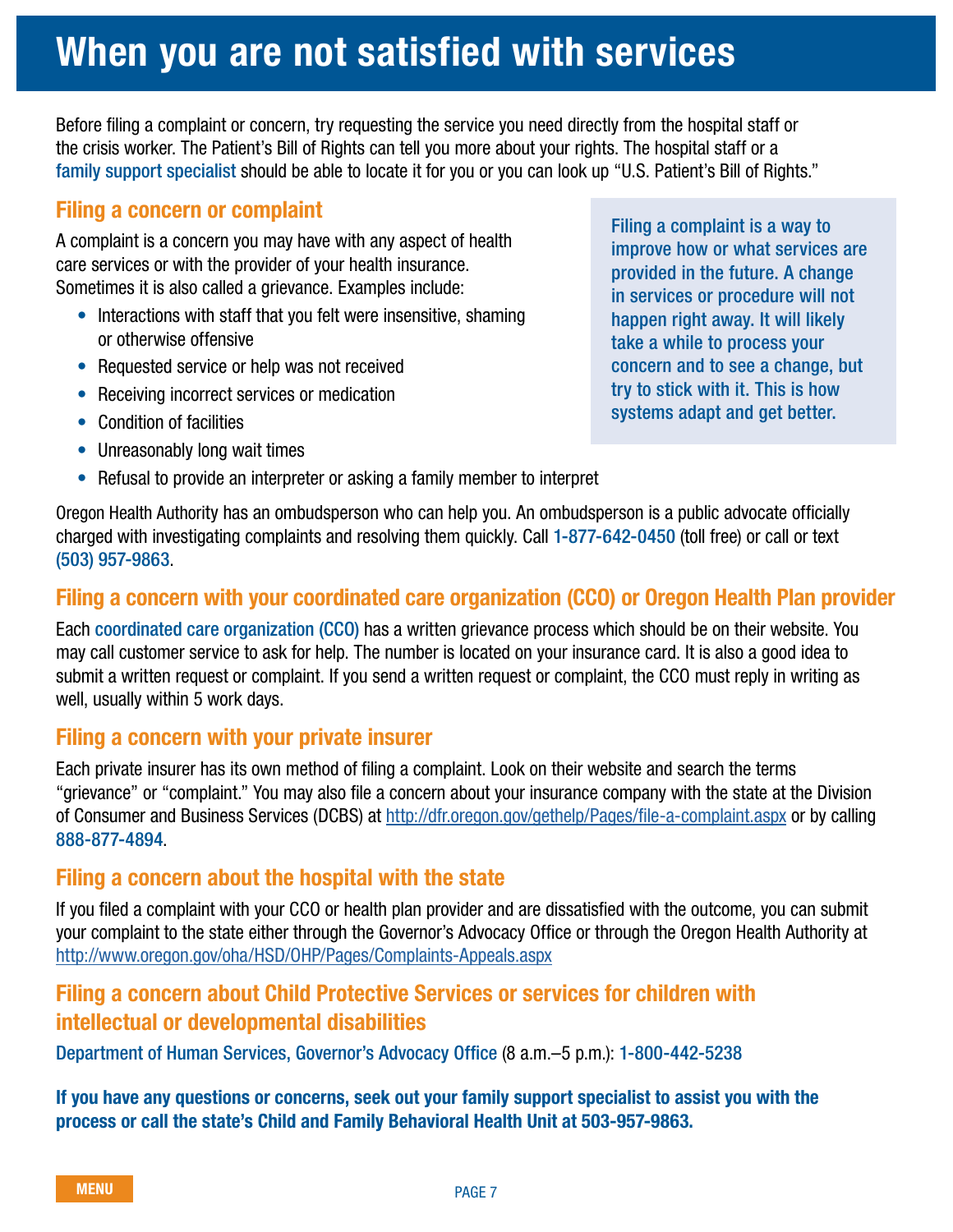# When you are not satisfied with services

Before filing a complaint or concern, try requesting the service you need directly from the hospital staff or the crisis worker. The Patient's Bill of Rights can tell you more about your rights. The hospital staff or a family support specialist should be able to locate it for you or you can look up "U.S. Patient's Bill of Rights."

## Filing a concern or complaint

A complaint is a concern you may have with any aspect of health care services or with the provider of your health insurance. Sometimes it is also called a grievance. Examples include:

- Interactions with staff that you felt were insensitive, shaming or otherwise offensive
- Requested service or help was not received
- Receiving incorrect services or medication
- Condition of facilities
- Unreasonably long wait times
- Refusal to provide an interpreter or asking a family member to interpret

**Filing a complaint is a way to improve how or what services are provided in the future. A change in services or procedure will not happen right away. It will likely take a while to process your concern and to see a change, but try to stick with it. This is how systems adapt and get better.**

Oregon Health Authority has an ombudsperson who can help you. An ombudsperson is a public advocate officially charged with investigating complaints and resolving them quickly. Call 1-877-642-0450 (toll free) or call or text (503) 957-9863.

## Filing a concern with your coordinated care organization (CCO) or Oregon Health Plan provider

Each coordinated care organization (CCO) has a written grievance process which should be on their website. You may call customer service to ask for help. The number is located on your insurance card. It is also a good idea to submit a written request or complaint. If you send a written request or complaint, the CCO must reply in writing as well, usually within 5 work days.

## Filing a concern with your private insurer

Each private insurer has its own method of filing a complaint. Look on their website and search the terms "grievance" or "complaint." You may also file a concern about your insurance company with the state at the Division of Consumer and Business Services (DCBS) at http://dfr.oregon.gov/gethelp/Pages/file-a-complaint.aspx or by calling 888-877-4894.

## Filing a concern about the hospital with the state

If you filed a complaint with your CCO or health plan provider and are dissatisfied with the outcome, you can submit your complaint to the state either through the Governor's Advocacy Office or through the Oregon Health Authority at http://www.oregon.gov/oha/HSD/OHP/Pages/Complaints-Appeals.aspx

## Filing a concern about Child Protective Services or services for children with intellectual or developmental disabilities

Department of Human Services, Governor's Advocacy Office (8 a.m.–5 p.m.): 1-800-442-5238

**If you have any questions or concerns, seek out your family support specialist to assist you with the process or call the state's Child and Family Behavioral Health Unit at 503-957-9863.**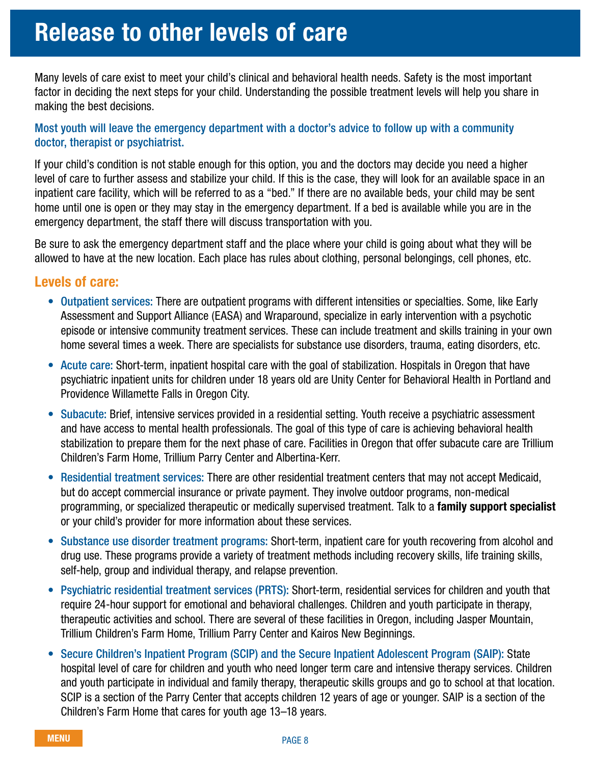# Release to other levels of care

Many levels of care exist to meet your child's clinical and behavioral health needs. Safety is the most important factor in deciding the next steps for your child. Understanding the possible treatment levels will help you share in making the best decisions.

Most youth will leave the emergency department with a doctor's advice to follow up with a community doctor, therapist or psychiatrist.

If your child's condition is not stable enough for this option, you and the doctors may decide you need a higher level of care to further assess and stabilize your child. If this is the case, they will look for an available space in an inpatient care facility, which will be referred to as a "bed." If there are no available beds, your child may be sent home until one is open or they may stay in the emergency department. If a bed is available while you are in the emergency department, the staff there will discuss transportation with you.

Be sure to ask the emergency department staff and the place where your child is going about what they will be allowed to have at the new location. Each place has rules about clothing, personal belongings, cell phones, etc.

## Levels of care:

- Outpatient services: There are outpatient programs with different intensities or specialties. Some, like Early Assessment and Support Alliance (EASA) and Wraparound, specialize in early intervention with a psychotic episode or intensive community treatment services. These can include treatment and skills training in your own home several times a week. There are specialists for substance use disorders, trauma, eating disorders, etc.
- Acute care: Short-term, inpatient hospital care with the goal of stabilization. Hospitals in Oregon that have psychiatric inpatient units for children under 18 years old are Unity Center for Behavioral Health in Portland and Providence Willamette Falls in Oregon City.
- Subacute: Brief, intensive services provided in a residential setting. Youth receive a psychiatric assessment and have access to mental health professionals. The goal of this type of care is achieving behavioral health stabilization to prepare them for the next phase of care. Facilities in Oregon that offer subacute care are Trillium Children's Farm Home, Trillium Parry Center and Albertina-Kerr.
- Residential treatment services: There are other residential treatment centers that may not accept Medicaid, but do accept commercial insurance or private payment. They involve outdoor programs, non-medical programming, or specialized therapeutic or medically supervised treatment. Talk to a **family support specialist** or your child's provider for more information about these services.
- Substance use disorder treatment programs: Short-term, inpatient care for youth recovering from alcohol and drug use. These programs provide a variety of treatment methods including recovery skills, life training skills, self-help, group and individual therapy, and relapse prevention.
- Psychiatric residential treatment services (PRTS): Short-term, residential services for children and youth that require 24-hour support for emotional and behavioral challenges. Children and youth participate in therapy, therapeutic activities and school. There are several of these facilities in Oregon, including Jasper Mountain, Trillium Children's Farm Home, Trillium Parry Center and Kairos New Beginnings.
- Secure Children's Inpatient Program (SCIP) and the Secure Inpatient Adolescent Program (SAIP): State hospital level of care for children and youth who need longer term care and intensive therapy services. Children and youth participate in individual and family therapy, therapeutic skills groups and go to school at that location. SCIP is a section of the Parry Center that accepts children 12 years of age or younger. SAIP is a section of the Children's Farm Home that cares for youth age 13–18 years.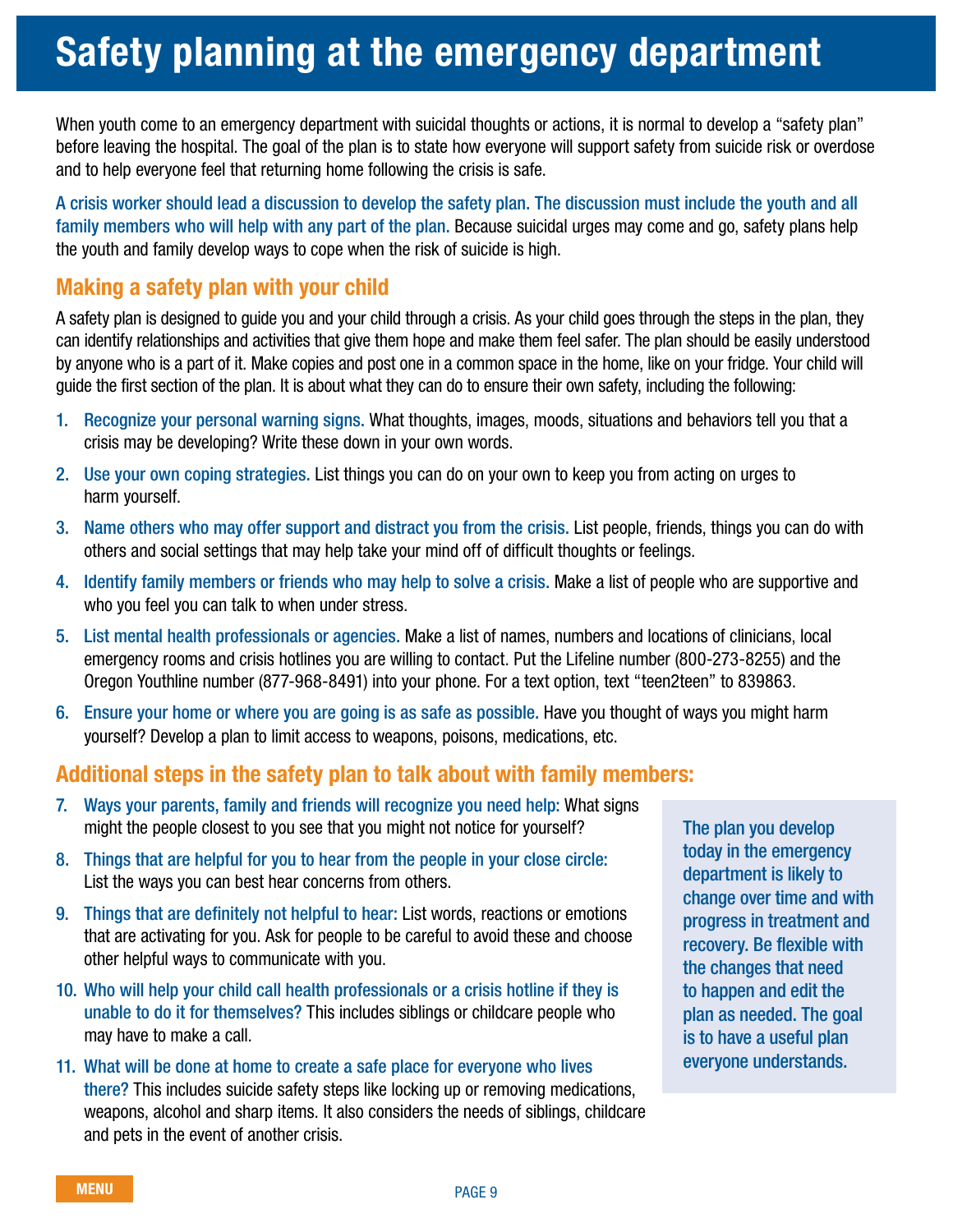# Safety planning at the emergency department

When youth come to an emergency department with suicidal thoughts or actions, it is normal to develop a "safety plan" before leaving the hospital. The goal of the plan is to state how everyone will support safety from suicide risk or overdose and to help everyone feel that returning home following the crisis is safe.

A crisis worker should lead a discussion to develop the safety plan. The discussion must include the youth and all family members who will help with any part of the plan. Because suicidal urges may come and go, safety plans help the youth and family develop ways to cope when the risk of suicide is high.

## Making a safety plan with your child

A safety plan is designed to guide you and your child through a crisis. As your child goes through the steps in the plan, they can identify relationships and activities that give them hope and make them feel safer. The plan should be easily understood by anyone who is a part of it. Make copies and post one in a common space in the home, like on your fridge. Your child will guide the first section of the plan. It is about what they can do to ensure their own safety, including the following:

1. Recognize your personal warning signs. What thoughts, images, moods, situations and behaviors tell you that a crisis may be developing? Write these down in your own words.
2. Use your own coping strategies. List things you can do on your own to keep you from acting on urges to harm yourself.
3. Name others who may offer support and distract you from the crisis. List people, friends, things you can do with others and social settings that may help take your mind off of difficult thoughts or feelings.
4. Identify family members or friends who may help to solve a crisis. Make a list of people who are supportive and who you feel you can talk to when under stress.
5. List mental health professionals or agencies. Make a list of names, numbers and locations of clinicians, local emergency rooms and crisis hotlines you are willing to contact. Put the Lifeline number (800-273-8255) and the Oregon Youthline number (877-968-8491) into your phone. For a text option, text "teen2teen" to 839863.
6. Ensure your home or where you are going is as safe as possible. Have you thought of ways you might harm yourself? Develop a plan to limit access to weapons, poisons, medications, etc.

## Additional steps in the safety plan to talk about with family members:

7. Ways your parents, family and friends will recognize you need help: What signs might the people closest to you see that you might not notice for yourself?
8. Things that are helpful for you to hear from the people in your close circle: List the ways you can best hear concerns from others.
9. Things that are definitely not helpful to hear: List words, reactions or emotions that are activating for you. Ask for people to be careful to avoid these and choose other helpful ways to communicate with you.
10. Who will help your child call health professionals or a crisis hotline if they is unable to do it for themselves? This includes siblings or childcare people who may have to make a call.
11. What will be done at home to create a safe place for everyone who lives there? This includes suicide safety steps like locking up or removing medications, weapons, alcohol and sharp items. It also considers the needs of siblings, childcare and pets in the event of another crisis.

The plan you develop today in the emergency department is likely to change over time and with progress in treatment and recovery. Be flexible with the changes that need to happen and edit the plan as needed. The goal is to have a useful plan everyone understands.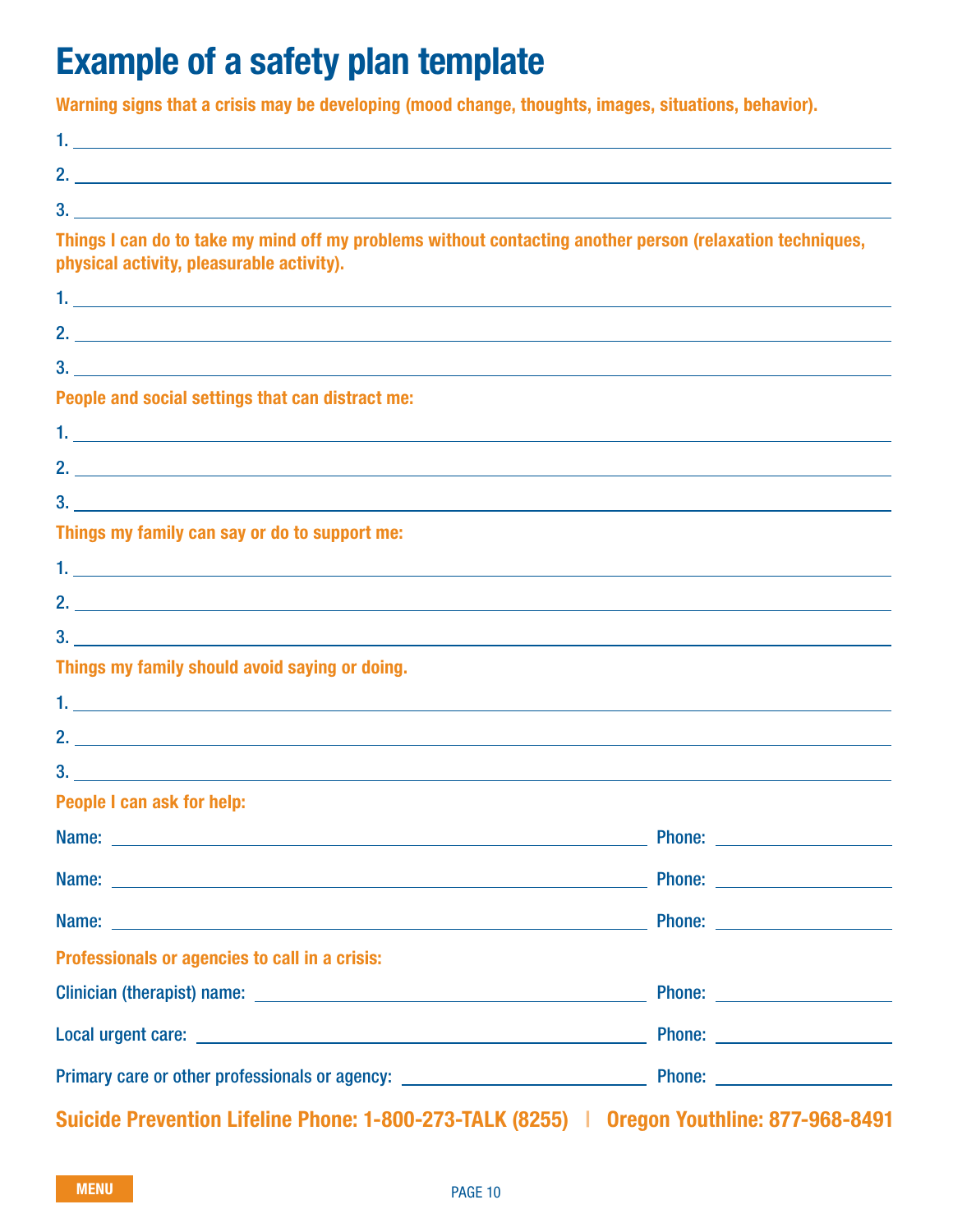# Example of a safety plan template

**Warning signs that a crisis may be developing (mood change, thoughts, images, situations, behavior).**

1. \_\_\_\_\_\_\_\_\_\_\_\_\_\_\_\_\_\_\_\_
2. \_\_\_\_\_\_\_\_\_\_\_\_\_\_\_\_\_\_\_\_
3. \_\_\_\_\_\_\_\_\_\_\_\_\_\_\_\_\_\_\_\_

**Things I can do to take my mind off my problems without contacting another person (relaxation techniques, physical activity, pleasurable activity).**

1. \_\_\_\_\_\_\_\_\_\_\_\_\_\_\_\_\_\_\_\_
2. \_\_\_\_\_\_\_\_\_\_\_\_\_\_\_\_\_\_\_\_
3. \_\_\_\_\_\_\_\_\_\_\_\_\_\_\_\_\_\_\_\_

**People and social settings that can distract me:**

1. \_\_\_\_\_\_\_\_\_\_\_\_\_\_\_\_\_\_\_\_
2. \_\_\_\_\_\_\_\_\_\_\_\_\_\_\_\_\_\_\_\_
3. \_\_\_\_\_\_\_\_\_\_\_\_\_\_\_\_\_\_\_\_

**Things my family can say or do to support me:**

1. \_\_\_\_\_\_\_\_\_\_\_\_\_\_\_\_\_\_\_\_
2. \_\_\_\_\_\_\_\_\_\_\_\_\_\_\_\_\_\_\_\_
3. \_\_\_\_\_\_\_\_\_\_\_\_\_\_\_\_\_\_\_\_

**Things my family should avoid saying or doing.**

1. \_\_\_\_\_\_\_\_\_\_\_\_\_\_\_\_\_\_\_\_
2. \_\_\_\_\_\_\_\_\_\_\_\_\_\_\_\_\_\_\_\_
3. \_\_\_\_\_\_\_\_\_\_\_\_\_\_\_\_\_\_\_\_

**People I can ask for help:**

Name: \_\_\_\_\_\_\_\_\_\_\_\_\_\_\_\_\_\_\_\_ Phone: \_\_\_\_\_\_\_\_\_\_

Name: \_\_\_\_\_\_\_\_\_\_\_\_\_\_\_\_\_\_\_\_ Phone: \_\_\_\_\_\_\_\_\_\_

Name: \_\_\_\_\_\_\_\_\_\_\_\_\_\_\_\_\_\_\_\_ Phone: \_\_\_\_\_\_\_\_\_\_

**Professionals or agencies to call in a crisis:**

Clinician (therapist) name: \_\_\_\_\_\_\_\_\_\_\_\_\_\_\_\_\_\_\_\_ Phone: \_\_\_\_\_\_\_\_\_\_

Local urgent care: \_\_\_\_\_\_\_\_\_\_\_\_\_\_\_\_\_\_\_\_ Phone: \_\_\_\_\_\_\_\_\_\_

Primary care or other professionals or agency: \_\_\_\_\_\_\_\_\_\_\_\_\_\_\_\_\_\_\_\_ Phone: \_\_\_\_\_\_\_\_\_\_

**Suicide Prevention Lifeline Phone: 1-800-273-TALK (8255) | Oregon Youthline: 877-968-8491**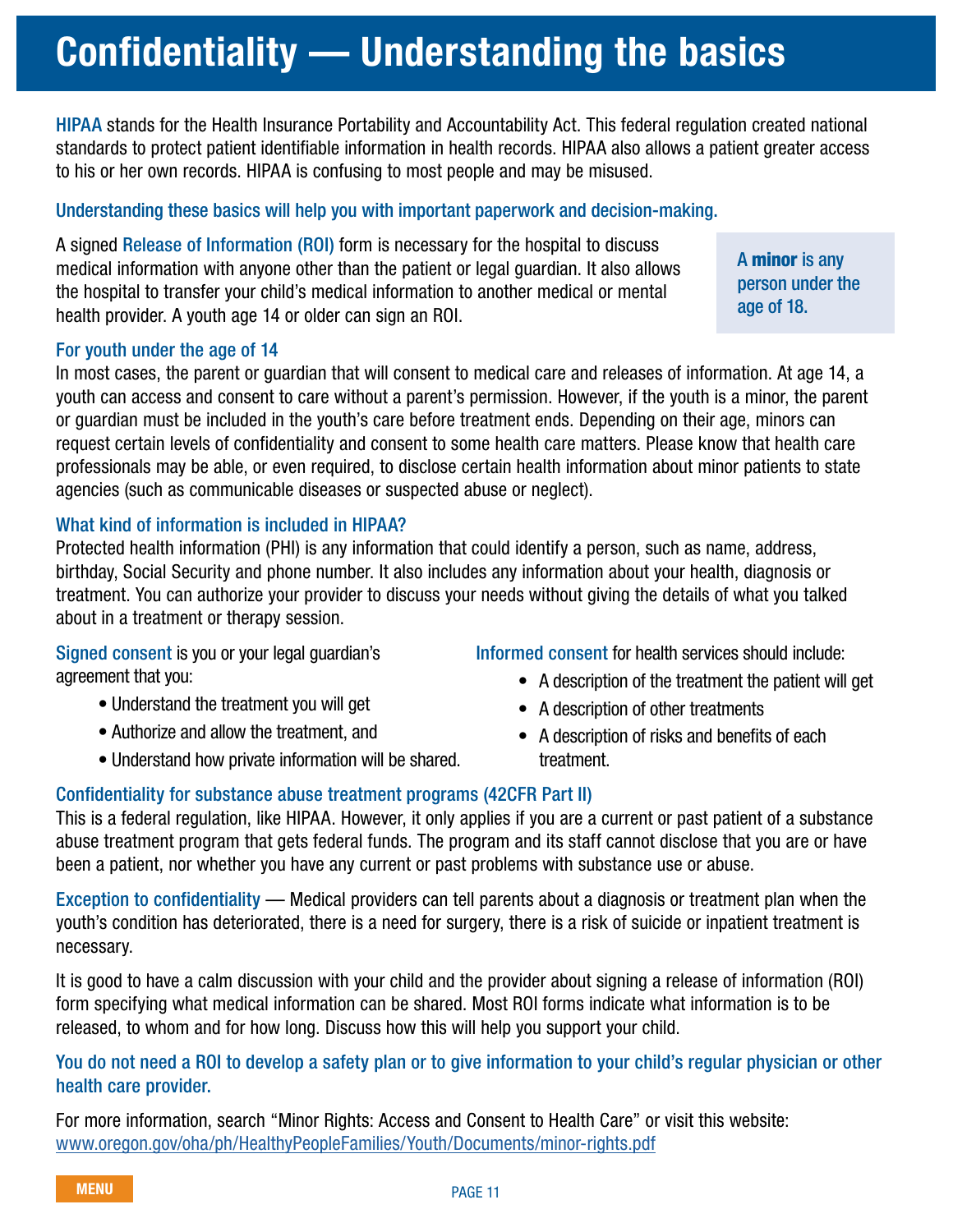# Confidentiality — Understanding the basics

HIPAA stands for the Health Insurance Portability and Accountability Act. This federal regulation created national standards to protect patient identifiable information in health records. HIPAA also allows a patient greater access to his or her own records. HIPAA is confusing to most people and may be misused.

**Understanding these basics will help you with important paperwork and decision-making.**

A signed Release of Information (ROI) form is necessary for the hospital to discuss medical information with anyone other than the patient or legal guardian. It also allows the hospital to transfer your child's medical information to another medical or mental health provider. A youth age 14 or older can sign an ROI.

> A **minor** is any person under the age of 18.

### For youth under the age of 14

In most cases, the parent or guardian that will consent to medical care and releases of information. At age 14, a youth can access and consent to care without a parent's permission. However, if the youth is a minor, the parent or guardian must be included in the youth's care before treatment ends. Depending on their age, minors can request certain levels of confidentiality and consent to some health care matters. Please know that health care professionals may be able, or even required, to disclose certain health information about minor patients to state agencies (such as communicable diseases or suspected abuse or neglect).

### What kind of information is included in HIPAA?

Protected health information (PHI) is any information that could identify a person, such as name, address, birthday, Social Security and phone number. It also includes any information about your health, diagnosis or treatment. You can authorize your provider to discuss your needs without giving the details of what you talked about in a treatment or therapy session.

Signed consent is you or your legal guardian's agreement that you:

- Understand the treatment you will get
- Authorize and allow the treatment, and
- Understand how private information will be shared.

Informed consent for health services should include:

- A description of the treatment the patient will get
- A description of other treatments
- A description of risks and benefits of each treatment.

### Confidentiality for substance abuse treatment programs (42CFR Part II)

This is a federal regulation, like HIPAA. However, it only applies if you are a current or past patient of a substance abuse treatment program that gets federal funds. The program and its staff cannot disclose that you are or have been a patient, nor whether you have any current or past problems with substance use or abuse.

Exception to confidentiality — Medical providers can tell parents about a diagnosis or treatment plan when the youth's condition has deteriorated, there is a need for surgery, there is a risk of suicide or inpatient treatment is necessary.

It is good to have a calm discussion with your child and the provider about signing a release of information (ROI) form specifying what medical information can be shared. Most ROI forms indicate what information is to be released, to whom and for how long. Discuss how this will help you support your child.

**You do not need a ROI to develop a safety plan or to give information to your child's regular physician or other health care provider.**

For more information, search "Minor Rights: Access and Consent to Health Care" or visit this website: www.oregon.gov/oha/ph/HealthyPeopleFamilies/Youth/Documents/minor-rights.pdf

MENU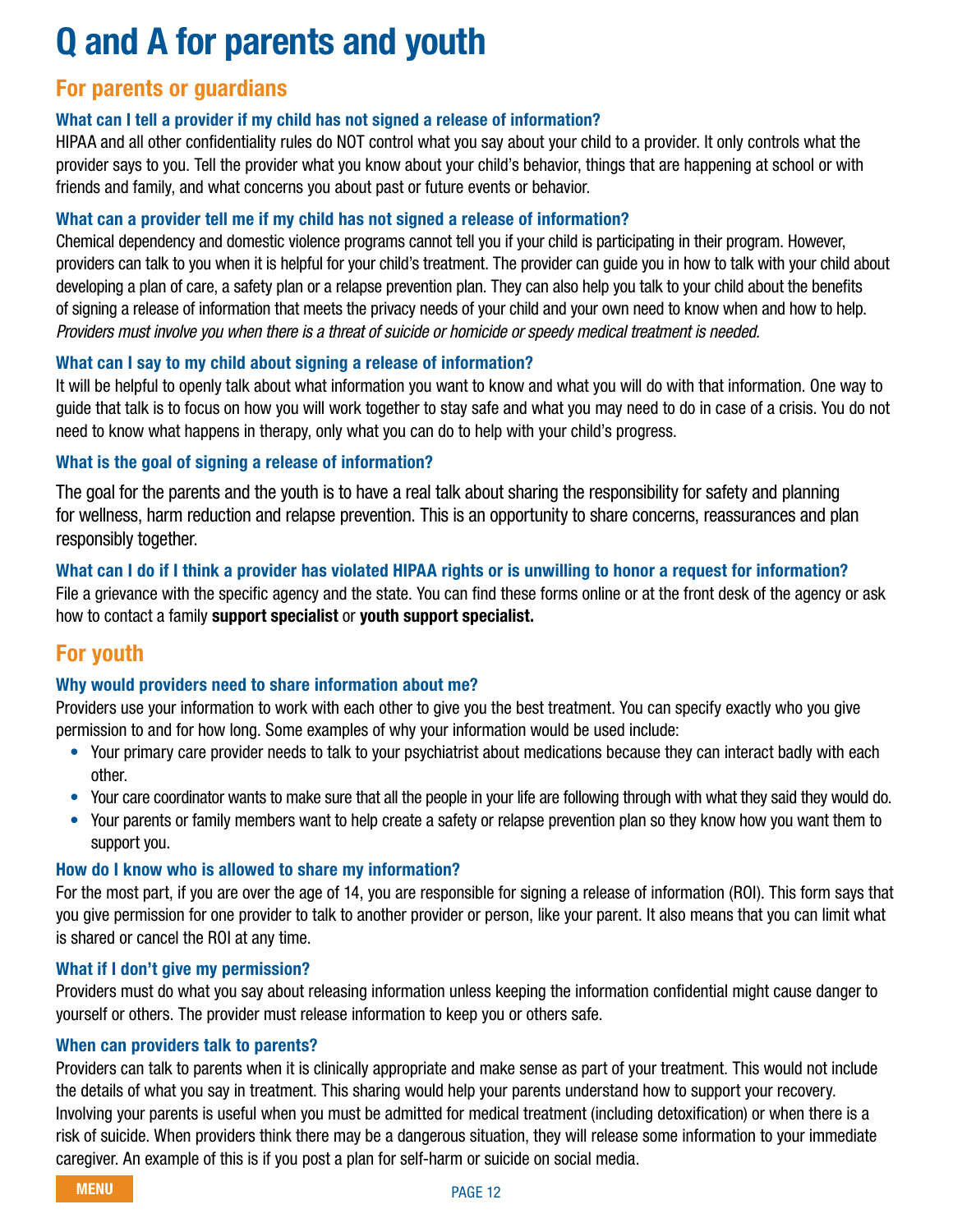# Q and A for parents and youth

## For parents or guardians

### What can I tell a provider if my child has not signed a release of information?

HIPAA and all other confidentiality rules do NOT control what you say about your child to a provider. It only controls what the provider says to you. Tell the provider what you know about your child's behavior, things that are happening at school or with friends and family, and what concerns you about past or future events or behavior.

### What can a provider tell me if my child has not signed a release of information?

Chemical dependency and domestic violence programs cannot tell you if your child is participating in their program. However, providers can talk to you when it is helpful for your child's treatment. The provider can guide you in how to talk with your child about developing a plan of care, a safety plan or a relapse prevention plan. They can also help you talk to your child about the benefits of signing a release of information that meets the privacy needs of your child and your own need to know when and how to help. *Providers must involve you when there is a threat of suicide or homicide or speedy medical treatment is needed.*

### What can I say to my child about signing a release of information?

It will be helpful to openly talk about what information you want to know and what you will do with that information. One way to guide that talk is to focus on how you will work together to stay safe and what you may need to do in case of a crisis. You do not need to know what happens in therapy, only what you can do to help with your child's progress.

### What is the goal of signing a release of information?

The goal for the parents and the youth is to have a real talk about sharing the responsibility for safety and planning for wellness, harm reduction and relapse prevention. This is an opportunity to share concerns, reassurances and plan responsibly together.

### What can I do if I think a provider has violated HIPAA rights or is unwilling to honor a request for information?

File a grievance with the specific agency and the state. You can find these forms online or at the front desk of the agency or ask how to contact a family **support specialist** or **youth support specialist.**

## For youth

### Why would providers need to share information about me?

Providers use your information to work with each other to give you the best treatment. You can specify exactly who you give permission to and for how long. Some examples of why your information would be used include:

- Your primary care provider needs to talk to your psychiatrist about medications because they can interact badly with each other.
- Your care coordinator wants to make sure that all the people in your life are following through with what they said they would do.
- Your parents or family members want to help create a safety or relapse prevention plan so they know how you want them to support you.

### How do I know who is allowed to share my information?

For the most part, if you are over the age of 14, you are responsible for signing a release of information (ROI). This form says that you give permission for one provider to talk to another provider or person, like your parent. It also means that you can limit what is shared or cancel the ROI at any time.

### What if I don't give my permission?

Providers must do what you say about releasing information unless keeping the information confidential might cause danger to yourself or others. The provider must release information to keep you or others safe.

### When can providers talk to parents?

Providers can talk to parents when it is clinically appropriate and make sense as part of your treatment. This would not include the details of what you say in treatment. This sharing would help your parents understand how to support your recovery. Involving your parents is useful when you must be admitted for medical treatment (including detoxification) or when there is a risk of suicide. When providers think there may be a dangerous situation, they will release some information to your immediate caregiver. An example of this is if you post a plan for self-harm or suicide on social media.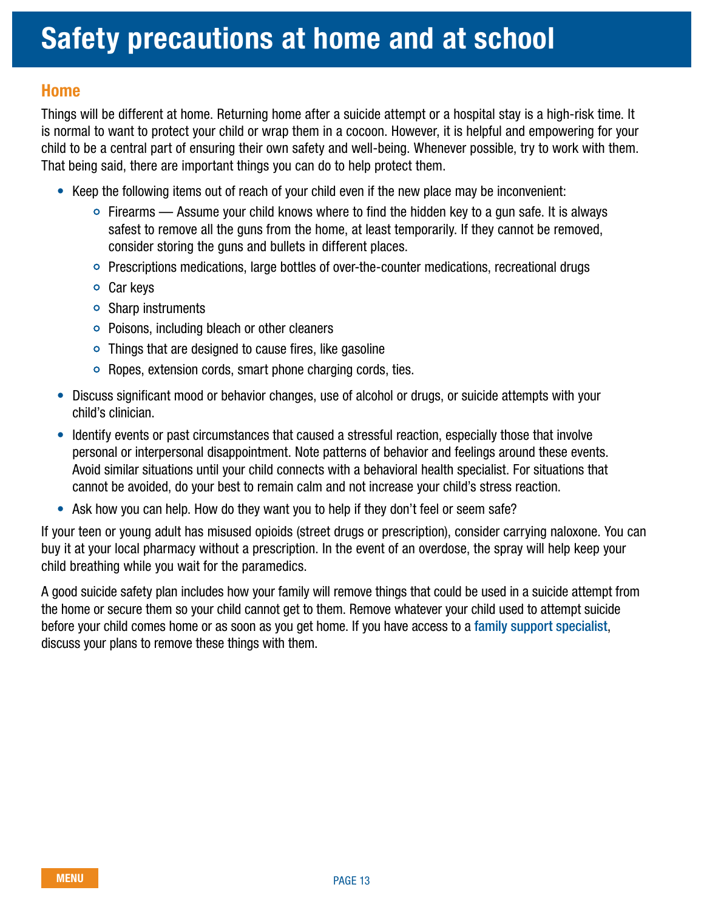# Safety precautions at home and at school

## Home

Things will be different at home. Returning home after a suicide attempt or a hospital stay is a high-risk time. It is normal to want to protect your child or wrap them in a cocoon. However, it is helpful and empowering for your child to be a central part of ensuring their own safety and well-being. Whenever possible, try to work with them. That being said, there are important things you can do to help protect them.

- Keep the following items out of reach of your child even if the new place may be inconvenient:
  - Firearms — Assume your child knows where to find the hidden key to a gun safe. It is always safest to remove all the guns from the home, at least temporarily. If they cannot be removed, consider storing the guns and bullets in different places.
  - Prescriptions medications, large bottles of over-the-counter medications, recreational drugs
  - Car keys
  - Sharp instruments
  - Poisons, including bleach or other cleaners
  - Things that are designed to cause fires, like gasoline
  - Ropes, extension cords, smart phone charging cords, ties.
- Discuss significant mood or behavior changes, use of alcohol or drugs, or suicide attempts with your child's clinician.
- Identify events or past circumstances that caused a stressful reaction, especially those that involve personal or interpersonal disappointment. Note patterns of behavior and feelings around these events. Avoid similar situations until your child connects with a behavioral health specialist. For situations that cannot be avoided, do your best to remain calm and not increase your child's stress reaction.
- Ask how you can help. How do they want you to help if they don't feel or seem safe?

If your teen or young adult has misused opioids (street drugs or prescription), consider carrying naloxone. You can buy it at your local pharmacy without a prescription. In the event of an overdose, the spray will help keep your child breathing while you wait for the paramedics.

A good suicide safety plan includes how your family will remove things that could be used in a suicide attempt from the home or secure them so your child cannot get to them. Remove whatever your child used to attempt suicide before your child comes home or as soon as you get home. If you have access to a family support specialist, discuss your plans to remove these things with them.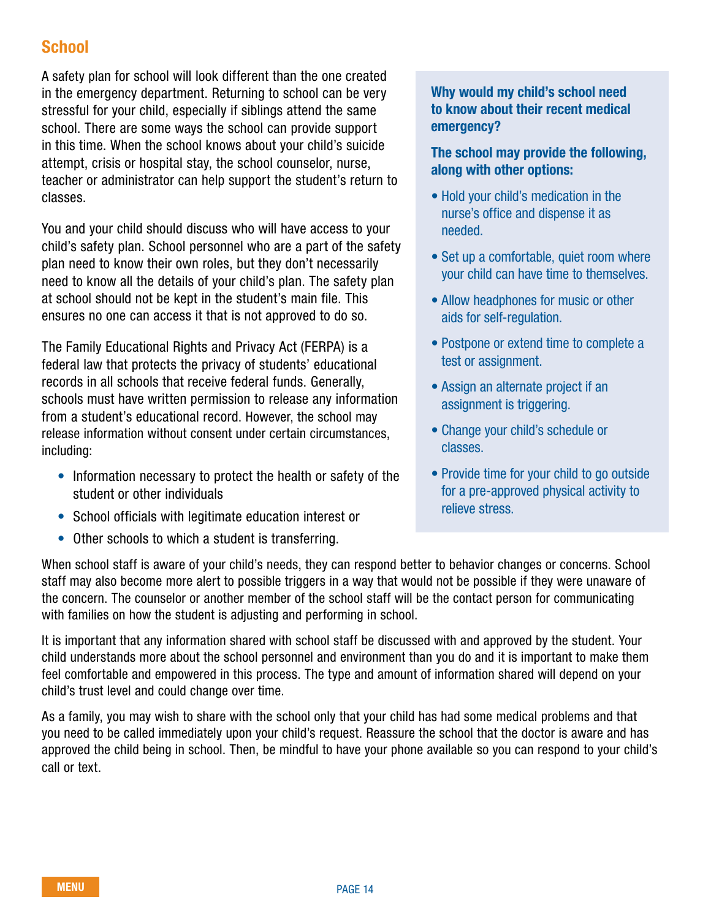## School

A safety plan for school will look different than the one created in the emergency department. Returning to school can be very stressful for your child, especially if siblings attend the same school. There are some ways the school can provide support in this time. When the school knows about your child's suicide attempt, crisis or hospital stay, the school counselor, nurse, teacher or administrator can help support the student's return to classes.

You and your child should discuss who will have access to your child's safety plan. School personnel who are a part of the safety plan need to know their own roles, but they don't necessarily need to know all the details of your child's plan. The safety plan at school should not be kept in the student's main file. This ensures no one can access it that is not approved to do so.

The Family Educational Rights and Privacy Act (FERPA) is a federal law that protects the privacy of students' educational records in all schools that receive federal funds. Generally, schools must have written permission to release any information from a student's educational record. However, the school may release information without consent under certain circumstances, including:

- Information necessary to protect the health or safety of the student or other individuals
- School officials with legitimate education interest or
- Other schools to which a student is transferring.

**Why would my child's school need to know about their recent medical emergency?**

**The school may provide the following, along with other options:**

- Hold your child's medication in the nurse's office and dispense it as needed.
- Set up a comfortable, quiet room where your child can have time to themselves.
- Allow headphones for music or other aids for self-regulation.
- Postpone or extend time to complete a test or assignment.
- Assign an alternate project if an assignment is triggering.
- Change your child's schedule or classes.
- Provide time for your child to go outside for a pre-approved physical activity to relieve stress.

When school staff is aware of your child's needs, they can respond better to behavior changes or concerns. School staff may also become more alert to possible triggers in a way that would not be possible if they were unaware of the concern. The counselor or another member of the school staff will be the contact person for communicating with families on how the student is adjusting and performing in school.

It is important that any information shared with school staff be discussed with and approved by the student. Your child understands more about the school personnel and environment than you do and it is important to make them feel comfortable and empowered in this process. The type and amount of information shared will depend on your child's trust level and could change over time.

As a family, you may wish to share with the school only that your child has had some medical problems and that you need to be called immediately upon your child's request. Reassure the school that the doctor is aware and has approved the child being in school. Then, be mindful to have your phone available so you can respond to your child's call or text.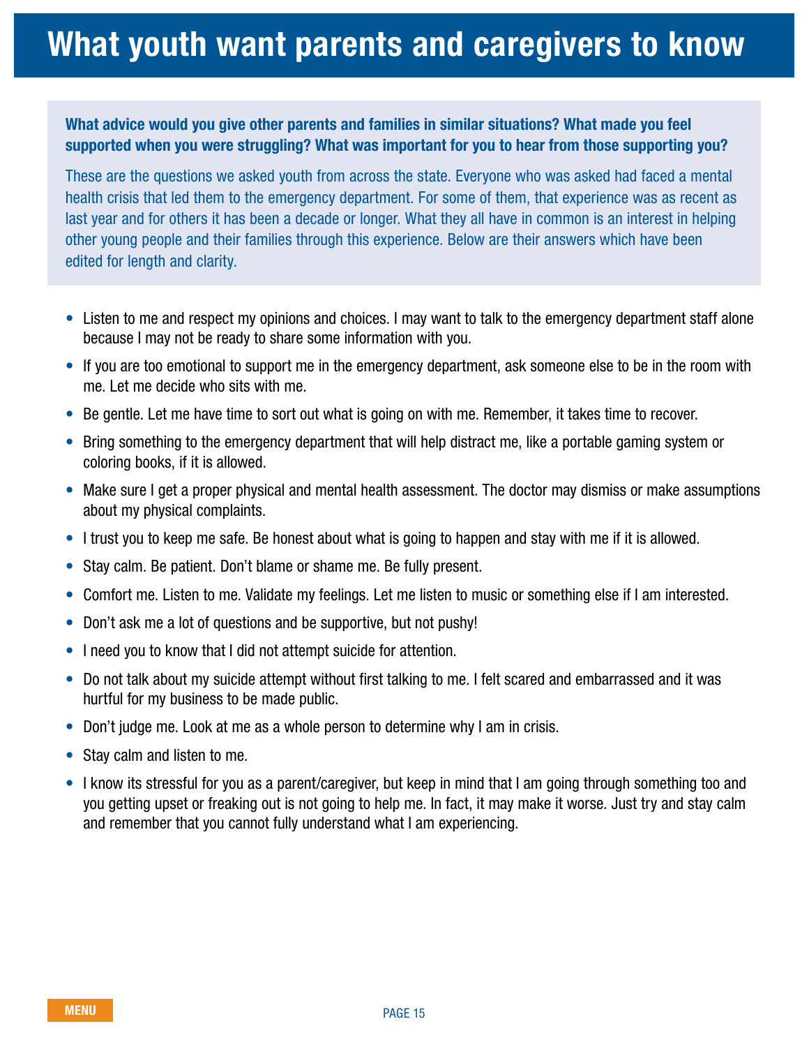# What youth want parents and caregivers to know

**What advice would you give other parents and families in similar situations? What made you feel supported when you were struggling? What was important for you to hear from those supporting you?**

These are the questions we asked youth from across the state. Everyone who was asked had faced a mental health crisis that led them to the emergency department. For some of them, that experience was as recent as last year and for others it has been a decade or longer. What they all have in common is an interest in helping other young people and their families through this experience. Below are their answers which have been edited for length and clarity.

- Listen to me and respect my opinions and choices. I may want to talk to the emergency department staff alone because I may not be ready to share some information with you.
- If you are too emotional to support me in the emergency department, ask someone else to be in the room with me. Let me decide who sits with me.
- Be gentle. Let me have time to sort out what is going on with me. Remember, it takes time to recover.
- Bring something to the emergency department that will help distract me, like a portable gaming system or coloring books, if it is allowed.
- Make sure I get a proper physical and mental health assessment. The doctor may dismiss or make assumptions about my physical complaints.
- I trust you to keep me safe. Be honest about what is going to happen and stay with me if it is allowed.
- Stay calm. Be patient. Don't blame or shame me. Be fully present.
- Comfort me. Listen to me. Validate my feelings. Let me listen to music or something else if I am interested.
- Don't ask me a lot of questions and be supportive, but not pushy!
- I need you to know that I did not attempt suicide for attention.
- Do not talk about my suicide attempt without first talking to me. I felt scared and embarrassed and it was hurtful for my business to be made public.
- Don't judge me. Look at me as a whole person to determine why I am in crisis.
- Stay calm and listen to me.
- I know its stressful for you as a parent/caregiver, but keep in mind that I am going through something too and you getting upset or freaking out is not going to help me. In fact, it may make it worse. Just try and stay calm and remember that you cannot fully understand what I am experiencing.

MENU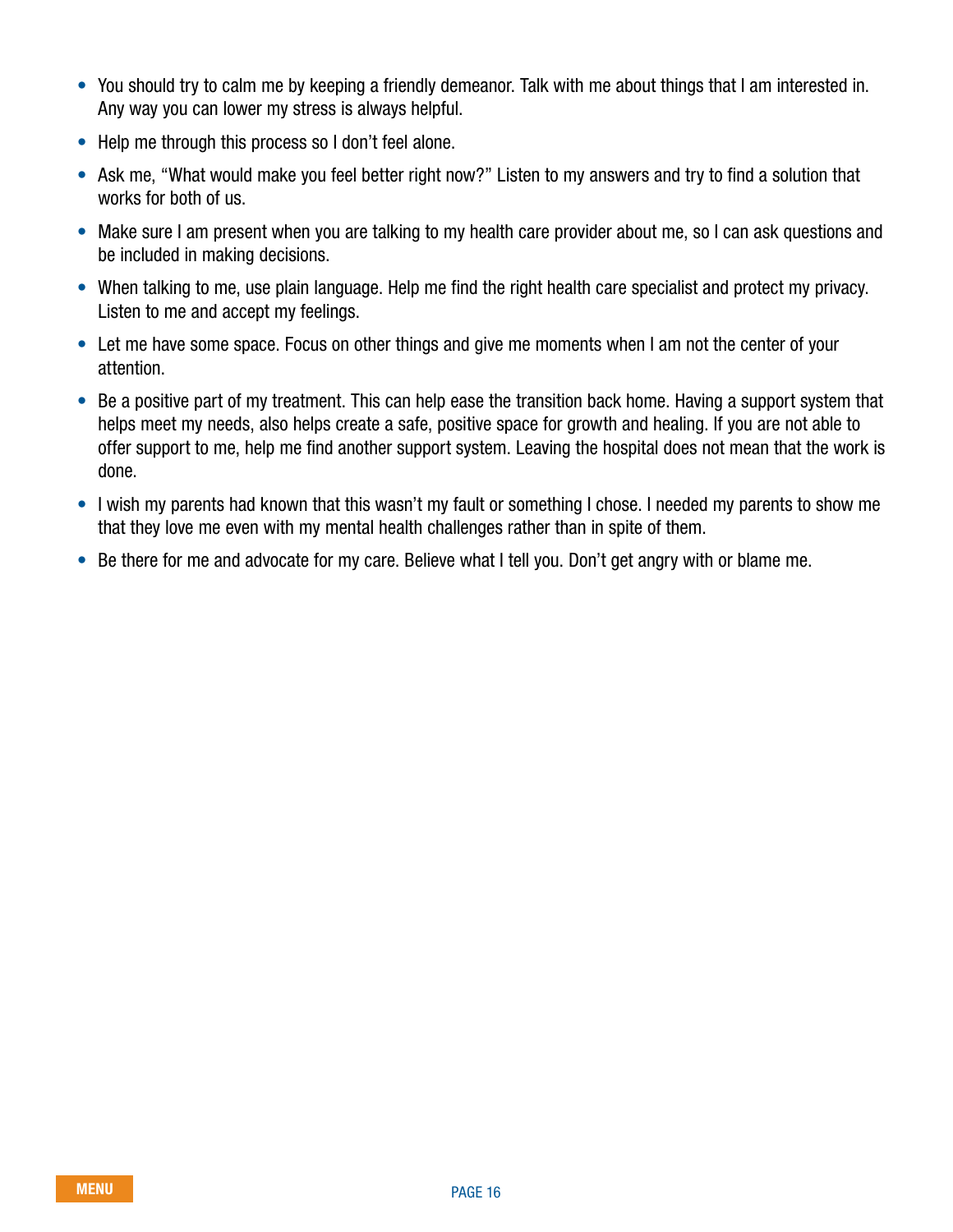- You should try to calm me by keeping a friendly demeanor. Talk with me about things that I am interested in. Any way you can lower my stress is always helpful.
- Help me through this process so I don't feel alone.
- Ask me, "What would make you feel better right now?" Listen to my answers and try to find a solution that works for both of us.
- Make sure I am present when you are talking to my health care provider about me, so I can ask questions and be included in making decisions.
- When talking to me, use plain language. Help me find the right health care specialist and protect my privacy. Listen to me and accept my feelings.
- Let me have some space. Focus on other things and give me moments when I am not the center of your attention.
- Be a positive part of my treatment. This can help ease the transition back home. Having a support system that helps meet my needs, also helps create a safe, positive space for growth and healing. If you are not able to offer support to me, help me find another support system. Leaving the hospital does not mean that the work is done.
- I wish my parents had known that this wasn't my fault or something I chose. I needed my parents to show me that they love me even with my mental health challenges rather than in spite of them.
- Be there for me and advocate for my care. Believe what I tell you. Don't get angry with or blame me.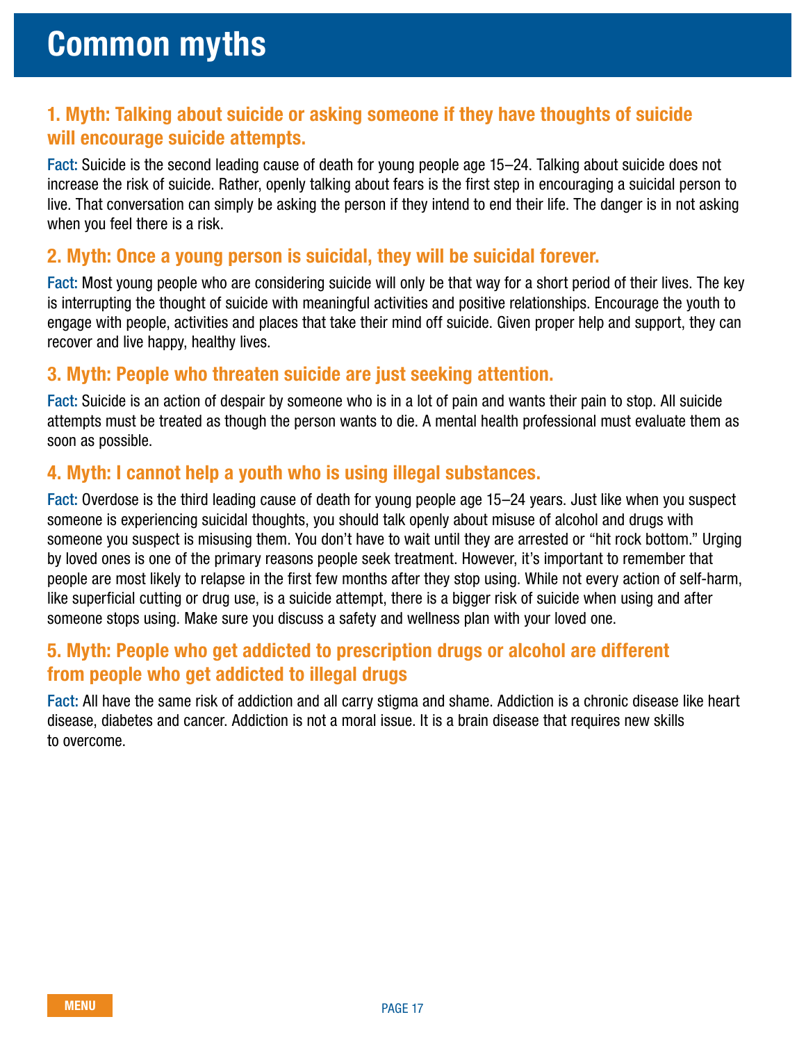# Common myths

## 1. Myth: Talking about suicide or asking someone if they have thoughts of suicide will encourage suicide attempts.

**Fact:** Suicide is the second leading cause of death for young people age 15–24. Talking about suicide does not increase the risk of suicide. Rather, openly talking about fears is the first step in encouraging a suicidal person to live. That conversation can simply be asking the person if they intend to end their life. The danger is in not asking when you feel there is a risk.

## 2. Myth: Once a young person is suicidal, they will be suicidal forever.

**Fact:** Most young people who are considering suicide will only be that way for a short period of their lives. The key is interrupting the thought of suicide with meaningful activities and positive relationships. Encourage the youth to engage with people, activities and places that take their mind off suicide. Given proper help and support, they can recover and live happy, healthy lives.

## 3. Myth: People who threaten suicide are just seeking attention.

**Fact:** Suicide is an action of despair by someone who is in a lot of pain and wants their pain to stop. All suicide attempts must be treated as though the person wants to die. A mental health professional must evaluate them as soon as possible.

## 4. Myth: I cannot help a youth who is using illegal substances.

**Fact:** Overdose is the third leading cause of death for young people age 15–24 years. Just like when you suspect someone is experiencing suicidal thoughts, you should talk openly about misuse of alcohol and drugs with someone you suspect is misusing them. You don't have to wait until they are arrested or "hit rock bottom." Urging by loved ones is one of the primary reasons people seek treatment. However, it's important to remember that people are most likely to relapse in the first few months after they stop using. While not every action of self-harm, like superficial cutting or drug use, is a suicide attempt, there is a bigger risk of suicide when using and after someone stops using. Make sure you discuss a safety and wellness plan with your loved one.

## 5. Myth: People who get addicted to prescription drugs or alcohol are different from people who get addicted to illegal drugs

**Fact:** All have the same risk of addiction and all carry stigma and shame. Addiction is a chronic disease like heart disease, diabetes and cancer. Addiction is not a moral issue. It is a brain disease that requires new skills to overcome.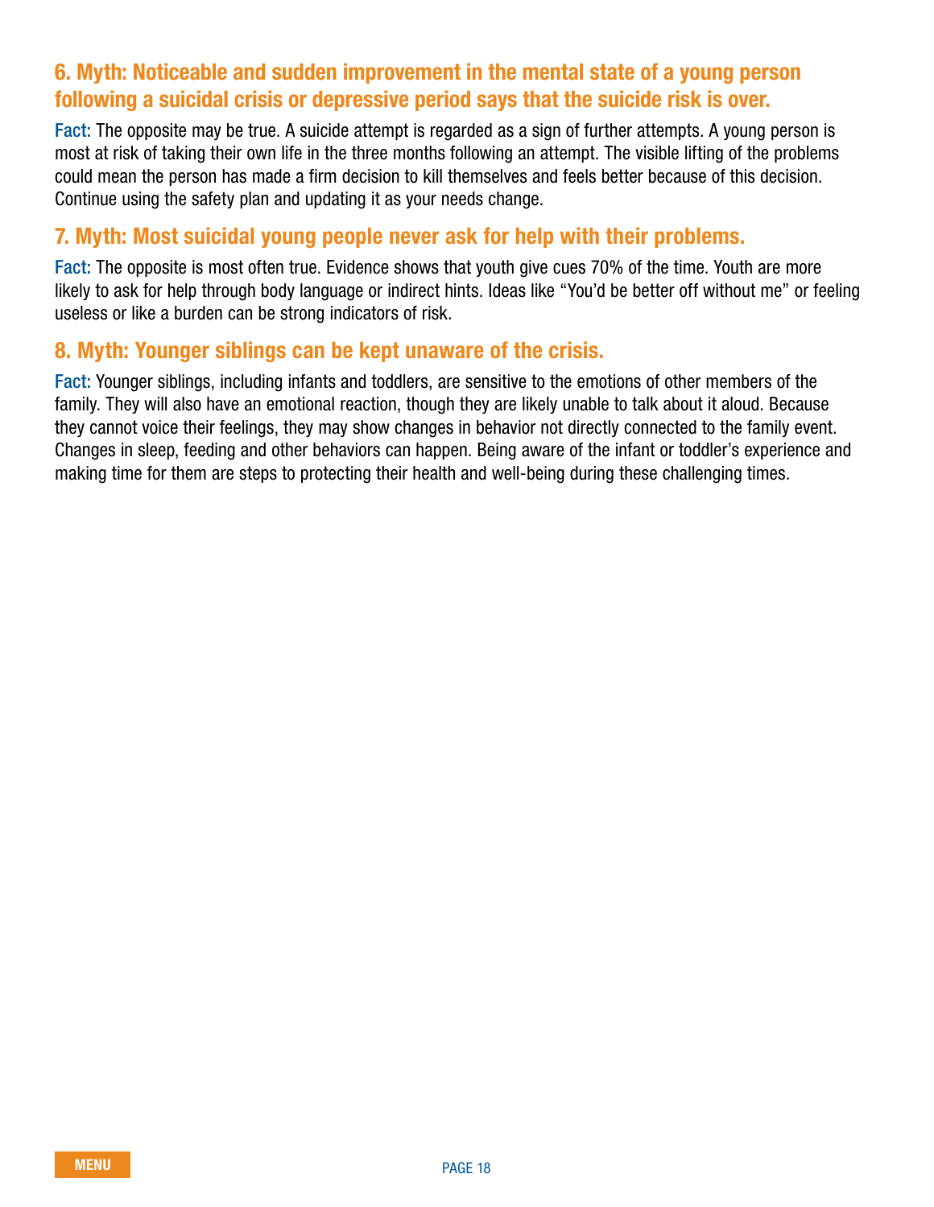### 6. Myth: Noticeable and sudden improvement in the mental state of a young person following a suicidal crisis or depressive period says that the suicide risk is over.

**Fact:** The opposite may be true. A suicide attempt is regarded as a sign of further attempts. A young person is most at risk of taking their own life in the three months following an attempt. The visible lifting of the problems could mean the person has made a firm decision to kill themselves and feels better because of this decision. Continue using the safety plan and updating it as your needs change.

### 7. Myth: Most suicidal young people never ask for help with their problems.

**Fact:** The opposite is most often true. Evidence shows that youth give cues 70% of the time. Youth are more likely to ask for help through body language or indirect hints. Ideas like "You'd be better off without me" or feeling useless or like a burden can be strong indicators of risk.

### 8. Myth: Younger siblings can be kept unaware of the crisis.

**Fact:** Younger siblings, including infants and toddlers, are sensitive to the emotions of other members of the family. They will also have an emotional reaction, though they are likely unable to talk about it aloud. Because they cannot voice their feelings, they may show changes in behavior not directly connected to the family event. Changes in sleep, feeding and other behaviors can happen. Being aware of the infant or toddler's experience and making time for them are steps to protecting their health and well-being during these challenging times.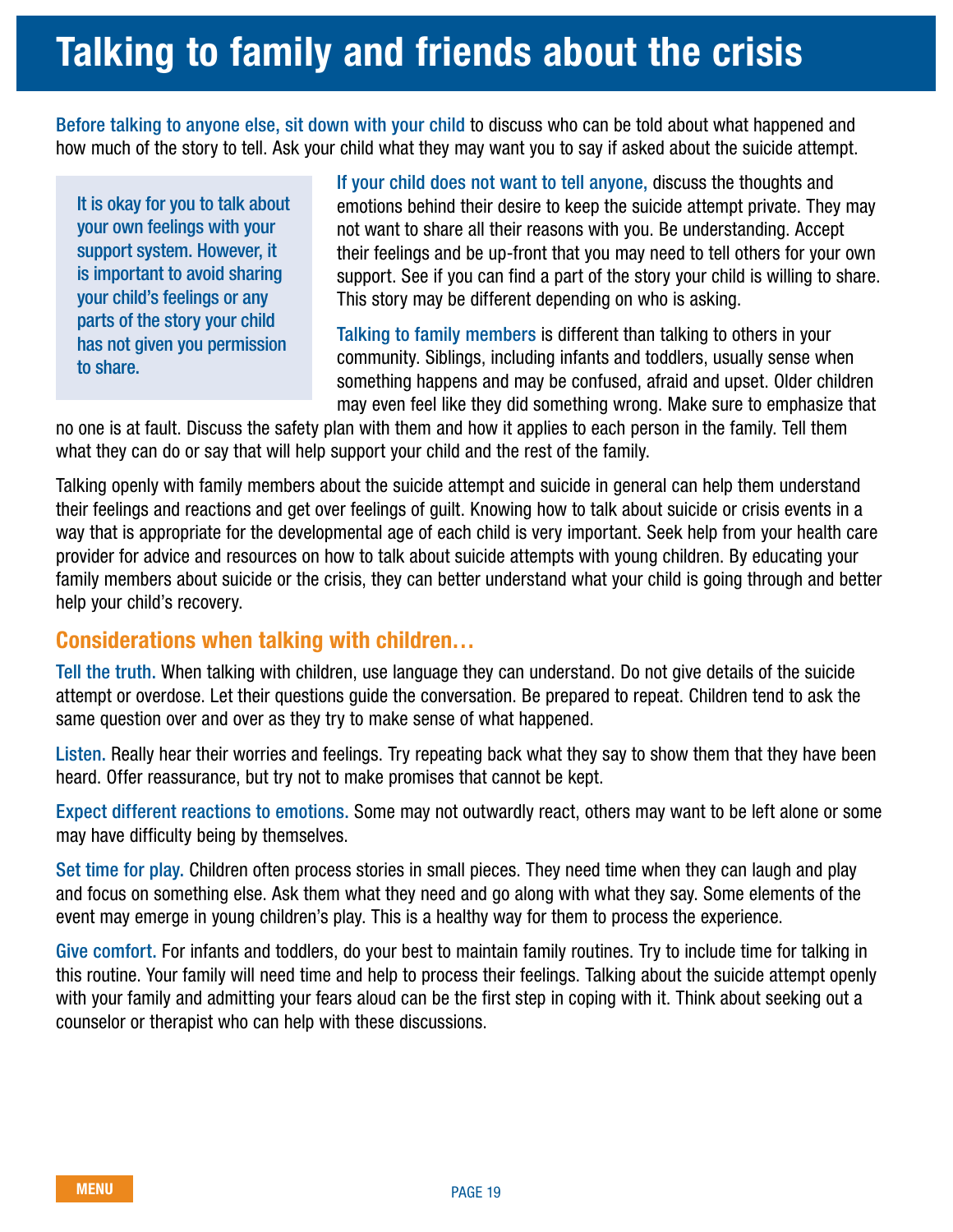# Talking to family and friends about the crisis

**Before talking to anyone else, sit down with your child** to discuss who can be told about what happened and how much of the story to tell. Ask your child what they may want you to say if asked about the suicide attempt.

> It is okay for you to talk about your own feelings with your support system. However, it is important to avoid sharing your child's feelings or any parts of the story your child has not given you permission to share.

**If your child does not want to tell anyone,** discuss the thoughts and emotions behind their desire to keep the suicide attempt private. They may not want to share all their reasons with you. Be understanding. Accept their feelings and be up-front that you may need to tell others for your own support. See if you can find a part of the story your child is willing to share. This story may be different depending on who is asking.

**Talking to family members** is different than talking to others in your community. Siblings, including infants and toddlers, usually sense when something happens and may be confused, afraid and upset. Older children may even feel like they did something wrong. Make sure to emphasize that no one is at fault. Discuss the safety plan with them and how it applies to each person in the family. Tell them what they can do or say that will help support your child and the rest of the family.

Talking openly with family members about the suicide attempt and suicide in general can help them understand their feelings and reactions and get over feelings of guilt. Knowing how to talk about suicide or crisis events in a way that is appropriate for the developmental age of each child is very important. Seek help from your health care provider for advice and resources on how to talk about suicide attempts with young children. By educating your family members about suicide or the crisis, they can better understand what your child is going through and better help your child's recovery.

## Considerations when talking with children…

**Tell the truth.** When talking with children, use language they can understand. Do not give details of the suicide attempt or overdose. Let their questions guide the conversation. Be prepared to repeat. Children tend to ask the same question over and over as they try to make sense of what happened.

**Listen.** Really hear their worries and feelings. Try repeating back what they say to show them that they have been heard. Offer reassurance, but try not to make promises that cannot be kept.

**Expect different reactions to emotions.** Some may not outwardly react, others may want to be left alone or some may have difficulty being by themselves.

**Set time for play.** Children often process stories in small pieces. They need time when they can laugh and play and focus on something else. Ask them what they need and go along with what they say. Some elements of the event may emerge in young children's play. This is a healthy way for them to process the experience.

**Give comfort.** For infants and toddlers, do your best to maintain family routines. Try to include time for talking in this routine. Your family will need time and help to process their feelings. Talking about the suicide attempt openly with your family and admitting your fears aloud can be the first step in coping with it. Think about seeking out a counselor or therapist who can help with these discussions.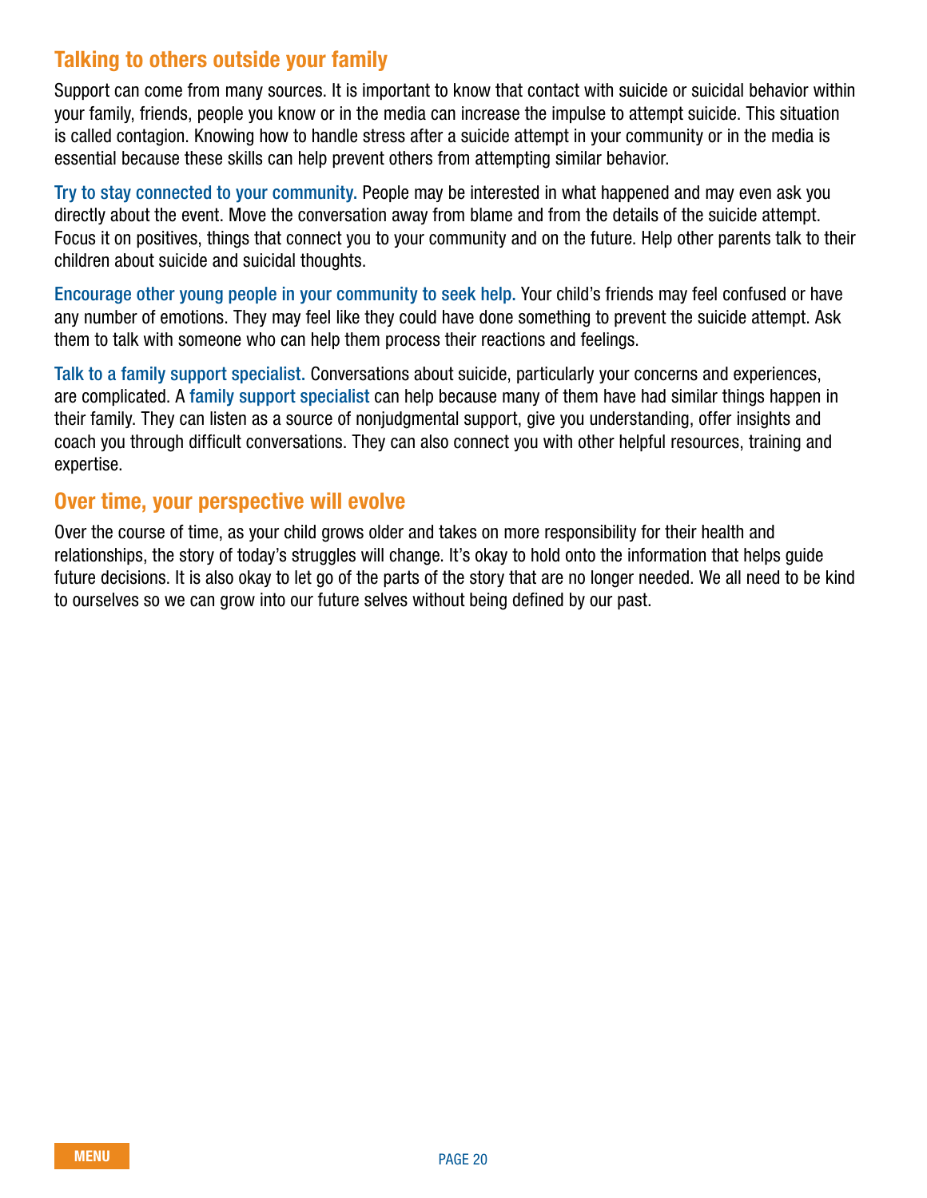## Talking to others outside your family

Support can come from many sources. It is important to know that contact with suicide or suicidal behavior within your family, friends, people you know or in the media can increase the impulse to attempt suicide. This situation is called contagion. Knowing how to handle stress after a suicide attempt in your community or in the media is essential because these skills can help prevent others from attempting similar behavior.

**Try to stay connected to your community.** People may be interested in what happened and may even ask you directly about the event. Move the conversation away from blame and from the details of the suicide attempt. Focus it on positives, things that connect you to your community and on the future. Help other parents talk to their children about suicide and suicidal thoughts.

**Encourage other young people in your community to seek help.** Your child's friends may feel confused or have any number of emotions. They may feel like they could have done something to prevent the suicide attempt. Ask them to talk with someone who can help them process their reactions and feelings.

**Talk to a family support specialist.** Conversations about suicide, particularly your concerns and experiences, are complicated. A family support specialist can help because many of them have had similar things happen in their family. They can listen as a source of nonjudgmental support, give you understanding, offer insights and coach you through difficult conversations. They can also connect you with other helpful resources, training and expertise.

## Over time, your perspective will evolve

Over the course of time, as your child grows older and takes on more responsibility for their health and relationships, the story of today's struggles will change. It's okay to hold onto the information that helps guide future decisions. It is also okay to let go of the parts of the story that are no longer needed. We all need to be kind to ourselves so we can grow into our future selves without being defined by our past.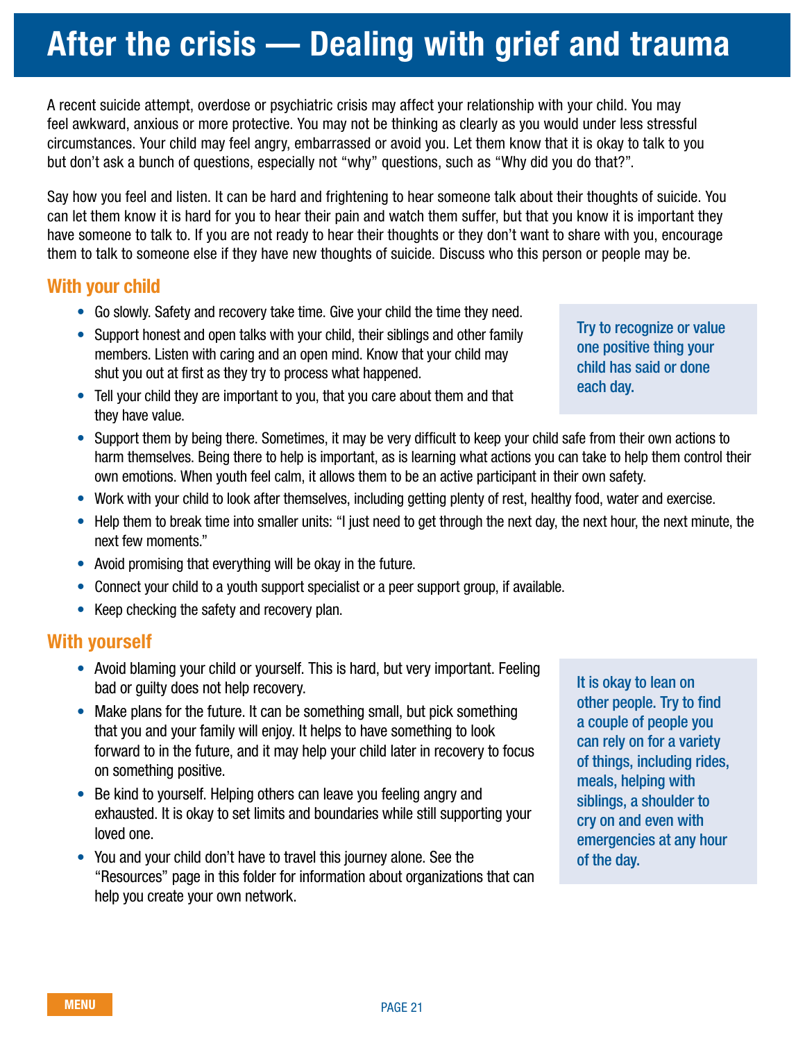# After the crisis — Dealing with grief and trauma

A recent suicide attempt, overdose or psychiatric crisis may affect your relationship with your child. You may feel awkward, anxious or more protective. You may not be thinking as clearly as you would under less stressful circumstances. Your child may feel angry, embarrassed or avoid you. Let them know that it is okay to talk to you but don't ask a bunch of questions, especially not "why" questions, such as "Why did you do that?".

Say how you feel and listen. It can be hard and frightening to hear someone talk about their thoughts of suicide. You can let them know it is hard for you to hear their pain and watch them suffer, but that you know it is important they have someone to talk to. If you are not ready to hear their thoughts or they don't want to share with you, encourage them to talk to someone else if they have new thoughts of suicide. Discuss who this person or people may be.

## With your child

- Go slowly. Safety and recovery take time. Give your child the time they need.
- Support honest and open talks with your child, their siblings and other family members. Listen with caring and an open mind. Know that your child may shut you out at first as they try to process what happened.
- Tell your child they are important to you, that you care about them and that they have value.
- Support them by being there. Sometimes, it may be very difficult to keep your child safe from their own actions to harm themselves. Being there to help is important, as is learning what actions you can take to help them control their own emotions. When youth feel calm, it allows them to be an active participant in their own safety.
- Work with your child to look after themselves, including getting plenty of rest, healthy food, water and exercise.
- Help them to break time into smaller units: "I just need to get through the next day, the next hour, the next minute, the next few moments."
- Avoid promising that everything will be okay in the future.
- Connect your child to a youth support specialist or a peer support group, if available.
- Keep checking the safety and recovery plan.

> Try to recognize or value one positive thing your child has said or done each day.

## With yourself

- Avoid blaming your child or yourself. This is hard, but very important. Feeling bad or guilty does not help recovery.
- Make plans for the future. It can be something small, but pick something that you and your family will enjoy. It helps to have something to look forward to in the future, and it may help your child later in recovery to focus on something positive.
- Be kind to yourself. Helping others can leave you feeling angry and exhausted. It is okay to set limits and boundaries while still supporting your loved one.
- You and your child don't have to travel this journey alone. See the "Resources" page in this folder for information about organizations that can help you create your own network.

> It is okay to lean on other people. Try to find a couple of people you can rely on for a variety of things, including rides, meals, helping with siblings, a shoulder to cry on and even with emergencies at any hour of the day.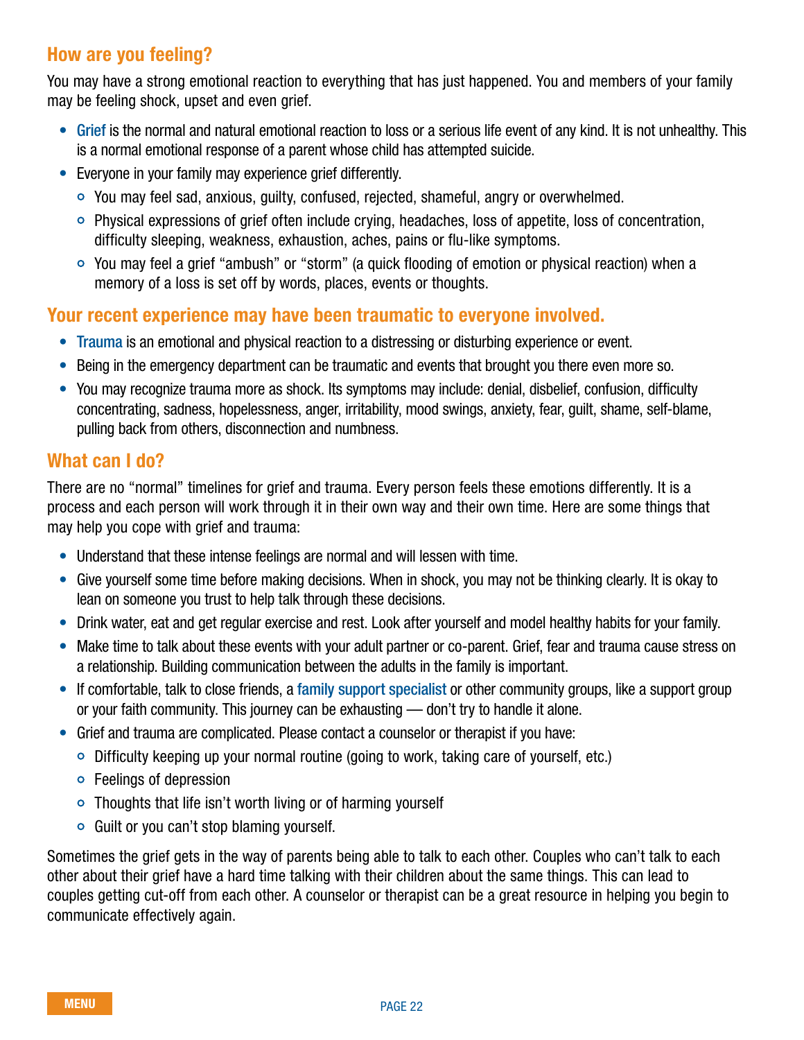## How are you feeling?

You may have a strong emotional reaction to everything that has just happened. You and members of your family may be feeling shock, upset and even grief.

- Grief is the normal and natural emotional reaction to loss or a serious life event of any kind. It is not unhealthy. This is a normal emotional response of a parent whose child has attempted suicide.
- Everyone in your family may experience grief differently.
  - You may feel sad, anxious, guilty, confused, rejected, shameful, angry or overwhelmed.
  - Physical expressions of grief often include crying, headaches, loss of appetite, loss of concentration, difficulty sleeping, weakness, exhaustion, aches, pains or flu-like symptoms.
  - You may feel a grief "ambush" or "storm" (a quick flooding of emotion or physical reaction) when a memory of a loss is set off by words, places, events or thoughts.

## Your recent experience may have been traumatic to everyone involved.

- Trauma is an emotional and physical reaction to a distressing or disturbing experience or event.
- Being in the emergency department can be traumatic and events that brought you there even more so.
- You may recognize trauma more as shock. Its symptoms may include: denial, disbelief, confusion, difficulty concentrating, sadness, hopelessness, anger, irritability, mood swings, anxiety, fear, guilt, shame, self-blame, pulling back from others, disconnection and numbness.

## What can I do?

There are no "normal" timelines for grief and trauma. Every person feels these emotions differently. It is a process and each person will work through it in their own way and their own time. Here are some things that may help you cope with grief and trauma:

- Understand that these intense feelings are normal and will lessen with time.
- Give yourself some time before making decisions. When in shock, you may not be thinking clearly. It is okay to lean on someone you trust to help talk through these decisions.
- Drink water, eat and get regular exercise and rest. Look after yourself and model healthy habits for your family.
- Make time to talk about these events with your adult partner or co-parent. Grief, fear and trauma cause stress on a relationship. Building communication between the adults in the family is important.
- If comfortable, talk to close friends, a family support specialist or other community groups, like a support group or your faith community. This journey can be exhausting — don't try to handle it alone.
- Grief and trauma are complicated. Please contact a counselor or therapist if you have:
  - Difficulty keeping up your normal routine (going to work, taking care of yourself, etc.)
  - Feelings of depression
  - Thoughts that life isn't worth living or of harming yourself
  - Guilt or you can't stop blaming yourself.

Sometimes the grief gets in the way of parents being able to talk to each other. Couples who can't talk to each other about their grief have a hard time talking with their children about the same things. This can lead to couples getting cut-off from each other. A counselor or therapist can be a great resource in helping you begin to communicate effectively again.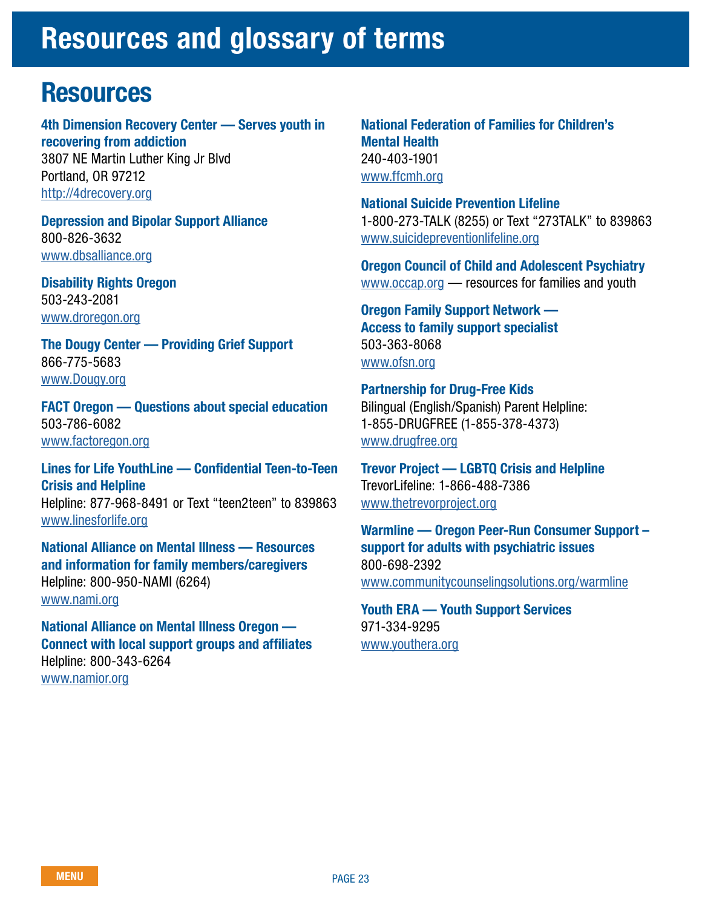# Resources and glossary of terms

## Resources

**4th Dimension Recovery Center — Serves youth in recovering from addiction**
3807 NE Martin Luther King Jr Blvd
Portland, OR 97212
http://4drecovery.org

**Depression and Bipolar Support Alliance**
800-826-3632
www.dbsalliance.org

**Disability Rights Oregon**
503-243-2081
www.droregon.org

**The Dougy Center — Providing Grief Support**
866-775-5683
www.Dougy.org

**FACT Oregon — Questions about special education**
503-786-6082
www.factoregon.org

**Lines for Life YouthLine — Confidential Teen-to-Teen Crisis and Helpline**
Helpline: 877-968-8491 or Text "teen2teen" to 839863
www.linesforlife.org

**National Alliance on Mental Illness — Resources and information for family members/caregivers**
Helpline: 800-950-NAMI (6264)
www.nami.org

**National Alliance on Mental Illness Oregon — Connect with local support groups and affiliates**
Helpline: 800-343-6264
www.namior.org

**National Federation of Families for Children's Mental Health**
240-403-1901
www.ffcmh.org

**National Suicide Prevention Lifeline**
1-800-273-TALK (8255) or Text "273TALK" to 839863
www.suicidepreventionlifeline.org

**Oregon Council of Child and Adolescent Psychiatry**
www.occap.org — resources for families and youth

**Oregon Family Support Network — Access to family support specialist**
503-363-8068
www.ofsn.org

**Partnership for Drug-Free Kids**
Bilingual (English/Spanish) Parent Helpline:
1-855-DRUGFREE (1-855-378-4373)
www.drugfree.org

**Trevor Project — LGBTQ Crisis and Helpline**
TrevorLifeline: 1-866-488-7386
www.thetrevorproject.org

**Warmline — Oregon Peer-Run Consumer Support – support for adults with psychiatric issues**
800-698-2392
www.communitycounselingsolutions.org/warmline

**Youth ERA — Youth Support Services**
971-334-9295
www.youthera.org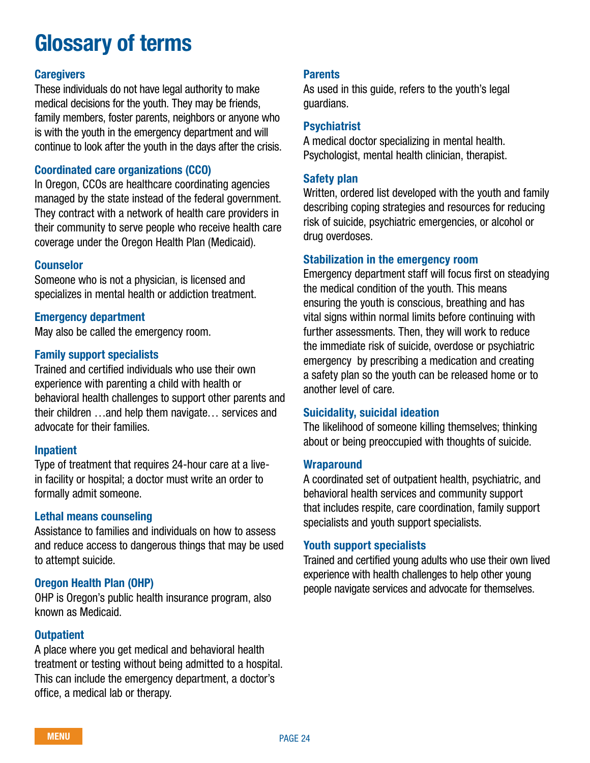# Glossary of terms

### Caregivers

These individuals do not have legal authority to make medical decisions for the youth. They may be friends, family members, foster parents, neighbors or anyone who is with the youth in the emergency department and will continue to look after the youth in the days after the crisis.

### Coordinated care organizations (CCO)

In Oregon, CCOs are healthcare coordinating agencies managed by the state instead of the federal government. They contract with a network of health care providers in their community to serve people who receive health care coverage under the Oregon Health Plan (Medicaid).

### Counselor

Someone who is not a physician, is licensed and specializes in mental health or addiction treatment.

### Emergency department

May also be called the emergency room.

### Family support specialists

Trained and certified individuals who use their own experience with parenting a child with health or behavioral health challenges to support other parents and their children …and help them navigate… services and advocate for their families.

### Inpatient

Type of treatment that requires 24-hour care at a live-in facility or hospital; a doctor must write an order to formally admit someone.

### Lethal means counseling

Assistance to families and individuals on how to assess and reduce access to dangerous things that may be used to attempt suicide.

### Oregon Health Plan (OHP)

OHP is Oregon's public health insurance program, also known as Medicaid.

### Outpatient

A place where you get medical and behavioral health treatment or testing without being admitted to a hospital. This can include the emergency department, a doctor's office, a medical lab or therapy.

### Parents

As used in this guide, refers to the youth's legal guardians.

### Psychiatrist

A medical doctor specializing in mental health. Psychologist, mental health clinician, therapist.

### Safety plan

Written, ordered list developed with the youth and family describing coping strategies and resources for reducing risk of suicide, psychiatric emergencies, or alcohol or drug overdoses.

### Stabilization in the emergency room

Emergency department staff will focus first on steadying the medical condition of the youth. This means ensuring the youth is conscious, breathing and has vital signs within normal limits before continuing with further assessments. Then, they will work to reduce the immediate risk of suicide, overdose or psychiatric emergency by prescribing a medication and creating a safety plan so the youth can be released home or to another level of care.

### Suicidality, suicidal ideation

The likelihood of someone killing themselves; thinking about or being preoccupied with thoughts of suicide.

### Wraparound

A coordinated set of outpatient health, psychiatric, and behavioral health services and community support that includes respite, care coordination, family support specialists and youth support specialists.

### Youth support specialists

Trained and certified young adults who use their own lived experience with health challenges to help other young people navigate services and advocate for themselves.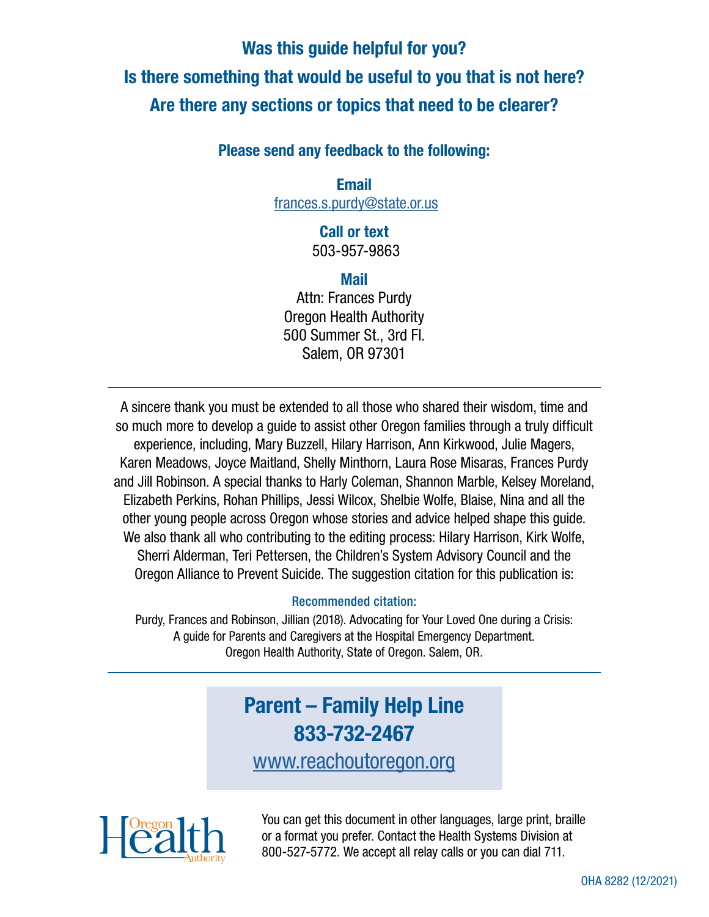## Was this guide helpful for you?

## Is there something that would be useful to you that is not here?

## Are there any sections or topics that need to be clearer?

**Please send any feedback to the following:**

**Email**
frances.s.purdy@state.or.us

**Call or text**
503-957-9863

**Mail**
Attn: Frances Purdy
Oregon Health Authority
500 Summer St., 3rd Fl.
Salem, OR 97301

---

A sincere thank you must be extended to all those who shared their wisdom, time and so much more to develop a guide to assist other Oregon families through a truly difficult experience, including, Mary Buzzell, Hilary Harrison, Ann Kirkwood, Julie Magers, Karen Meadows, Joyce Maitland, Shelly Minthorn, Laura Rose Misaras, Frances Purdy and Jill Robinson. A special thanks to Harly Coleman, Shannon Marble, Kelsey Moreland, Elizabeth Perkins, Rohan Phillips, Jessi Wilcox, Shelbie Wolfe, Blaise, Nina and all the other young people across Oregon whose stories and advice helped shape this guide. We also thank all who contributing to the editing process: Hilary Harrison, Kirk Wolfe, Sherri Alderman, Teri Pettersen, the Children's System Advisory Council and the Oregon Alliance to Prevent Suicide. The suggestion citation for this publication is:

**Recommended citation:**

Purdy, Frances and Robinson, Jillian (2018). Advocating for Your Loved One during a Crisis: A guide for Parents and Caregivers at the Hospital Emergency Department. Oregon Health Authority, State of Oregon. Salem, OR.

---

## Parent – Family Help Line
## 833-732-2467

www.reachoutoregon.org

Oregon Health Authority

You can get this document in other languages, large print, braille or a format you prefer. Contact the Health Systems Division at 800-527-5772. We accept all relay calls or you can dial 711.

OHA 8282 (12/2021)